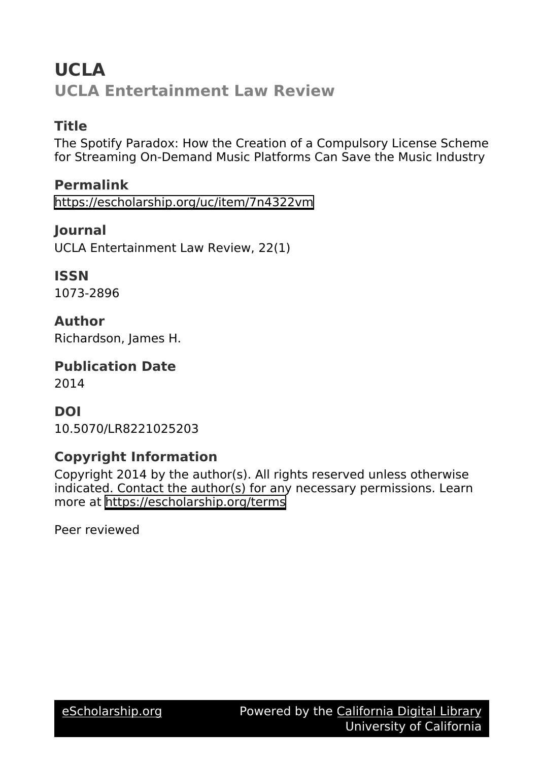# UCLA

## UCLA Entertainment Law Review

### Title

The Spotify Paradox: How the Creation of a Compulsory License Scheme for Streaming On-Demand Music Platforms Can Save the Music Industry

### Permalink

https://escholarship.org/uc/item/7n4322vm

### Journal

UCLA Entertainment Law Review, 22(1)

### ISSN

1073-2896

### Author

Richardson, James H.

### Publication Date

2014

### DOI

10.5070/LR8221025203

### Copyright Information

Copyright 2014 by the author(s). All rights reserved unless otherwise indicated. Contact the author(s) for any necessary permissions. Learn more at https://escholarship.org/terms

Peer reviewed

eScholarship.org Powered by the California Digital Library University of California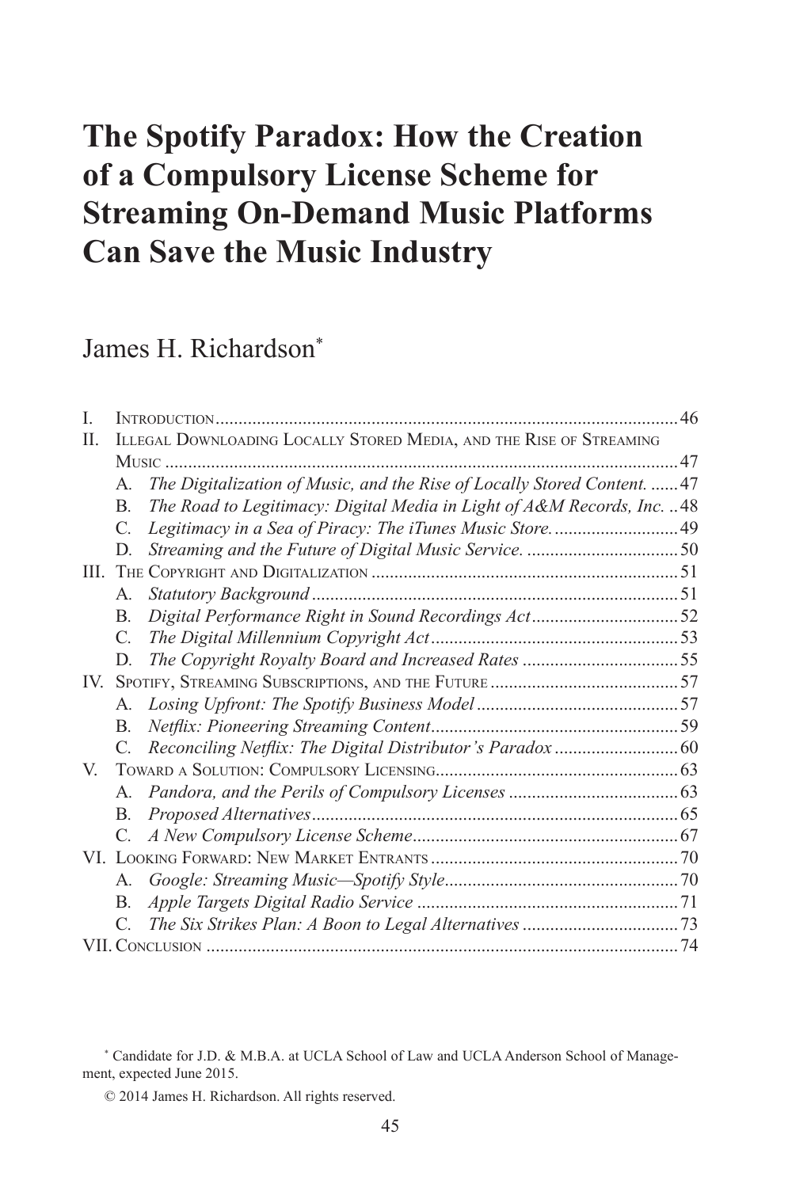# The Spotify Paradox: How the Creation of a Compulsory License Scheme for Streaming On-Demand Music Platforms Can Save the Music Industry

James H. Richardson*

I. Introduction ........ 46
II. Illegal Downloading Locally Stored Media, and the Rise of Streaming Music ........ 47
  A. *The Digitalization of Music, and the Rise of Locally Stored Content.* ........ 47
  B. *The Road to Legitimacy: Digital Media in Light of A&M Records, Inc.* ........ 48
  C. *Legitimacy in a Sea of Piracy: The iTunes Music Store.* ........ 49
  D. *Streaming and the Future of Digital Music Service.* ........ 50
III. The Copyright and Digitalization ........ 51
  A. *Statutory Background* ........ 51
  B. *Digital Performance Right in Sound Recordings Act* ........ 52
  C. *The Digital Millennium Copyright Act* ........ 53
  D. *The Copyright Royalty Board and Increased Rates* ........ 55
IV. Spotify, Streaming Subscriptions, and the Future ........ 57
  A. *Losing Upfront: The Spotify Business Model* ........ 57
  B. *Netflix: Pioneering Streaming Content* ........ 59
  C. *Reconciling Netflix: The Digital Distributor's Paradox* ........ 60
V. Toward a Solution: Compulsory Licensing ........ 63
  A. *Pandora, and the Perils of Compulsory Licenses* ........ 63
  B. *Proposed Alternatives* ........ 65
  C. *A New Compulsory License Scheme* ........ 67
VI. Looking Forward: New Market Entrants ........ 70
  A. *Google: Streaming Music—Spotify Style* ........ 70
  B. *Apple Targets Digital Radio Service* ........ 71
  C. *The Six Strikes Plan: A Boon to Legal Alternatives* ........ 73
VII. Conclusion ........ 74

\* Candidate for J.D. & M.B.A. at UCLA School of Law and UCLA Anderson School of Management, expected June 2015.

© 2014 James H. Richardson. All rights reserved.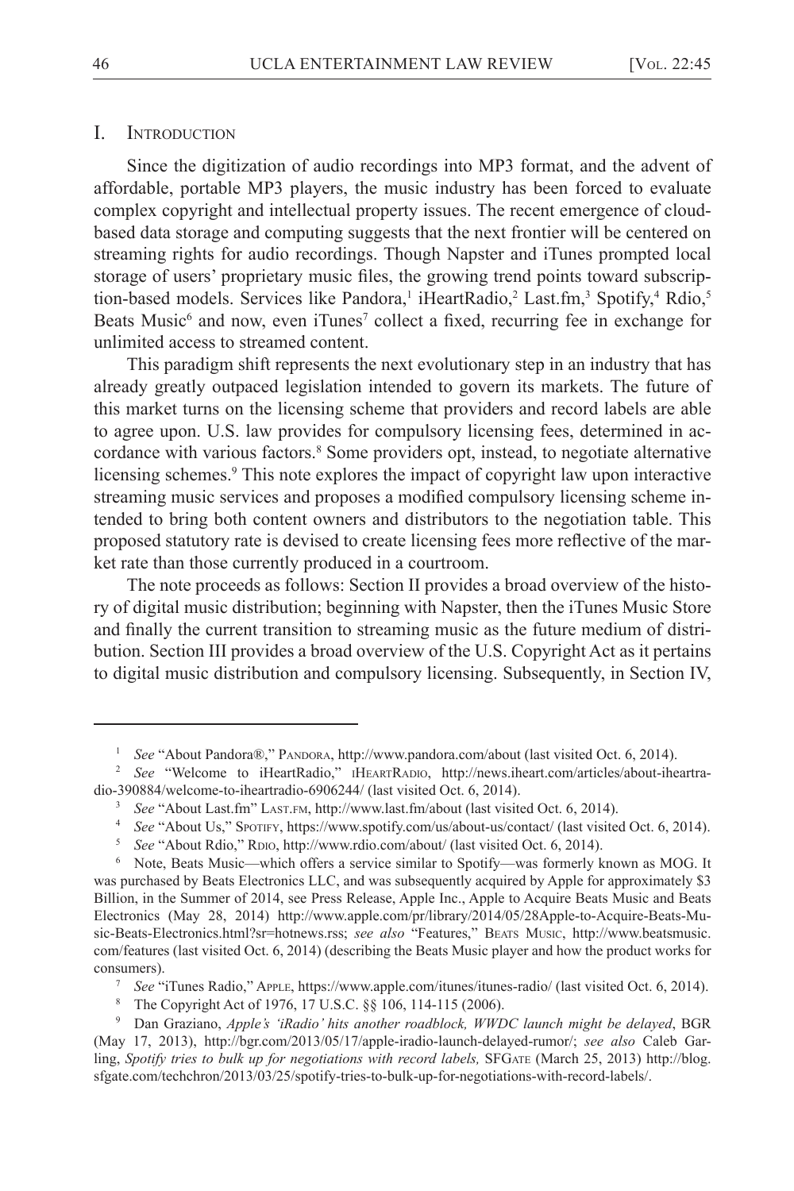## I. Introduction

Since the digitization of audio recordings into MP3 format, and the advent of affordable, portable MP3 players, the music industry has been forced to evaluate complex copyright and intellectual property issues. The recent emergence of cloud-based data storage and computing suggests that the next frontier will be centered on streaming rights for audio recordings. Though Napster and iTunes prompted local storage of users' proprietary music files, the growing trend points toward subscription-based models. Services like Pandora,[1] iHeartRadio,[2] Last.fm,[3] Spotify,[4] Rdio,[5] Beats Music[6] and now, even iTunes[7] collect a fixed, recurring fee in exchange for unlimited access to streamed content.

This paradigm shift represents the next evolutionary step in an industry that has already greatly outpaced legislation intended to govern its markets. The future of this market turns on the licensing scheme that providers and record labels are able to agree upon. U.S. law provides for compulsory licensing fees, determined in accordance with various factors.[8] Some providers opt, instead, to negotiate alternative licensing schemes.[9] This note explores the impact of copyright law upon interactive streaming music services and proposes a modified compulsory licensing scheme intended to bring both content owners and distributors to the negotiation table. This proposed statutory rate is devised to create licensing fees more reflective of the market rate than those currently produced in a courtroom.

The note proceeds as follows: Section II provides a broad overview of the history of digital music distribution; beginning with Napster, then the iTunes Music Store and finally the current transition to streaming music as the future medium of distribution. Section III provides a broad overview of the U.S. Copyright Act as it pertains to digital music distribution and compulsory licensing. Subsequently, in Section IV,

---

[1] *See* "About Pandora®," Pandora, http://www.pandora.com/about (last visited Oct. 6, 2014).

[2] *See* "Welcome to iHeartRadio," iHeartRadio, http://news.iheart.com/articles/about-iheartradio-390884/welcome-to-iheartradio-6906244/ (last visited Oct. 6, 2014).

[3] *See* "About Last.fm" Last.fm, http://www.last.fm/about (last visited Oct. 6, 2014).

[4] *See* "About Us," Spotify, https://www.spotify.com/us/about-us/contact/ (last visited Oct. 6, 2014).

[5] *See* "About Rdio," Rdio, http://www.rdio.com/about/ (last visited Oct. 6, 2014).

[6] Note, Beats Music—which offers a service similar to Spotify—was formerly known as MOG. It was purchased by Beats Electronics LLC, and was subsequently acquired by Apple for approximately $3 Billion, in the Summer of 2014, see Press Release, Apple Inc., Apple to Acquire Beats Music and Beats Electronics (May 28, 2014) http://www.apple.com/pr/library/2014/05/28Apple-to-Acquire-Beats-Music-Beats-Electronics.html?sr=hotnews.rss; *see also* "Features," Beats Music, http://www.beatsmusic.com/features (last visited Oct. 6, 2014) (describing the Beats Music player and how the product works for consumers).

[7] *See* "iTunes Radio," Apple, https://www.apple.com/itunes/itunes-radio/ (last visited Oct. 6, 2014).

[8] The Copyright Act of 1976, 17 U.S.C. §§ 106, 114-115 (2006).

[9] Dan Graziano, *Apple's 'iRadio' hits another roadblock, WWDC launch might be delayed*, BGR (May 17, 2013), http://bgr.com/2013/05/17/apple-iradio-launch-delayed-rumor/; *see also* Caleb Garling, *Spotify tries to bulk up for negotiations with record labels,* SFGate (March 25, 2013) http://blog.sfgate.com/techchron/2013/03/25/spotify-tries-to-bulk-up-for-negotiations-with-record-labels/.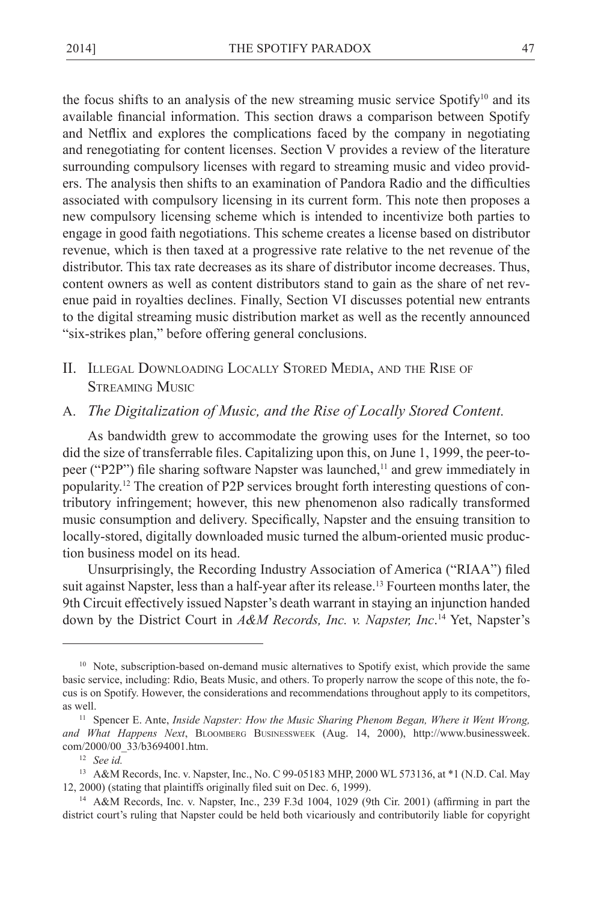the focus shifts to an analysis of the new streaming music service Spotify[10] and its available financial information. This section draws a comparison between Spotify and Netflix and explores the complications faced by the company in negotiating and renegotiating for content licenses. Section V provides a review of the literature surrounding compulsory licenses with regard to streaming music and video providers. The analysis then shifts to an examination of Pandora Radio and the difficulties associated with compulsory licensing in its current form. This note then proposes a new compulsory licensing scheme which is intended to incentivize both parties to engage in good faith negotiations. This scheme creates a license based on distributor revenue, which is then taxed at a progressive rate relative to the net revenue of the distributor. This tax rate decreases as its share of distributor income decreases. Thus, content owners as well as content distributors stand to gain as the share of net revenue paid in royalties declines. Finally, Section VI discusses potential new entrants to the digital streaming music distribution market as well as the recently announced "six-strikes plan," before offering general conclusions.

## II. Illegal Downloading Locally Stored Media, and the Rise of Streaming Music

### A. *The Digitalization of Music, and the Rise of Locally Stored Content.*

As bandwidth grew to accommodate the growing uses for the Internet, so too did the size of transferrable files. Capitalizing upon this, on June 1, 1999, the peer-to-peer ("P2P") file sharing software Napster was launched,[11] and grew immediately in popularity.[12] The creation of P2P services brought forth interesting questions of contributory infringement; however, this new phenomenon also radically transformed music consumption and delivery. Specifically, Napster and the ensuing transition to locally-stored, digitally downloaded music turned the album-oriented music production business model on its head.

Unsurprisingly, the Recording Industry Association of America ("RIAA") filed suit against Napster, less than a half-year after its release.[13] Fourteen months later, the 9th Circuit effectively issued Napster's death warrant in staying an injunction handed down by the District Court in *A&M Records, Inc. v. Napster, Inc*.[14] Yet, Napster's

---

[10] Note, subscription-based on-demand music alternatives to Spotify exist, which provide the same basic service, including: Rdio, Beats Music, and others. To properly narrow the scope of this note, the focus is on Spotify. However, the considerations and recommendations throughout apply to its competitors, as well.

[11] Spencer E. Ante, *Inside Napster: How the Music Sharing Phenom Began, Where it Went Wrong, and What Happens Next*, Bloomberg Businessweek (Aug. 14, 2000), http://www.businessweek.com/2000/00_33/b3694001.htm.

[12] *See id.*

[13] A&M Records, Inc. v. Napster, Inc., No. C 99-05183 MHP, 2000 WL 573136, at *1 (N.D. Cal. May 12, 2000) (stating that plaintiffs originally filed suit on Dec. 6, 1999).

[14] A&M Records, Inc. v. Napster, Inc., 239 F.3d 1004, 1029 (9th Cir. 2001) (affirming in part the district court's ruling that Napster could be held both vicariously and contributorily liable for copyright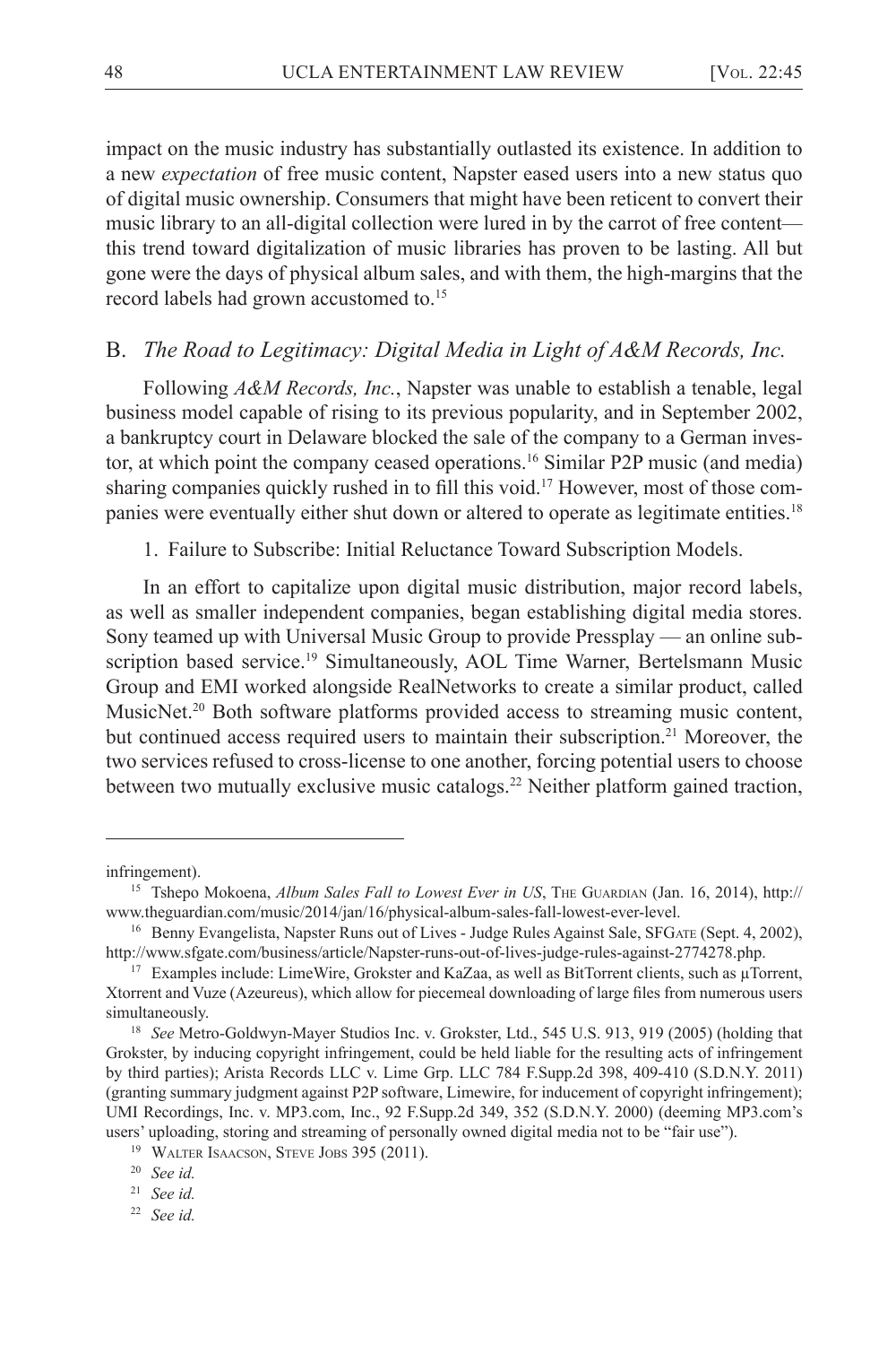impact on the music industry has substantially outlasted its existence. In addition to a new *expectation* of free music content, Napster eased users into a new status quo of digital music ownership. Consumers that might have been reticent to convert their music library to an all-digital collection were lured in by the carrot of free content—this trend toward digitalization of music libraries has proven to be lasting. All but gone were the days of physical album sales, and with them, the high-margins that the record labels had grown accustomed to.[15]

## B. *The Road to Legitimacy: Digital Media in Light of A&M Records, Inc.*

Following *A&M Records, Inc.*, Napster was unable to establish a tenable, legal business model capable of rising to its previous popularity, and in September 2002, a bankruptcy court in Delaware blocked the sale of the company to a German investor, at which point the company ceased operations.[16] Similar P2P music (and media) sharing companies quickly rushed in to fill this void.[17] However, most of those companies were eventually either shut down or altered to operate as legitimate entities.[18]

### 1. Failure to Subscribe: Initial Reluctance Toward Subscription Models.

In an effort to capitalize upon digital music distribution, major record labels, as well as smaller independent companies, began establishing digital media stores. Sony teamed up with Universal Music Group to provide Pressplay — an online subscription based service.[19] Simultaneously, AOL Time Warner, Bertelsmann Music Group and EMI worked alongside RealNetworks to create a similar product, called MusicNet.[20] Both software platforms provided access to streaming music content, but continued access required users to maintain their subscription.[21] Moreover, the two services refused to cross-license to one another, forcing potential users to choose between two mutually exclusive music catalogs.[22] Neither platform gained traction,

---

infringement).

[15] Tshepo Mokoena, *Album Sales Fall to Lowest Ever in US*, The Guardian (Jan. 16, 2014), http://www.theguardian.com/music/2014/jan/16/physical-album-sales-fall-lowest-ever-level.

[16] Benny Evangelista, Napster Runs out of Lives - Judge Rules Against Sale, SFGate (Sept. 4, 2002), http://www.sfgate.com/business/article/Napster-runs-out-of-lives-judge-rules-against-2774278.php.

[17] Examples include: LimeWire, Grokster and KaZaa, as well as BitTorrent clients, such as µTorrent, Xtorrent and Vuze (Azeureus), which allow for piecemeal downloading of large files from numerous users simultaneously.

[18] *See* Metro-Goldwyn-Mayer Studios Inc. v. Grokster, Ltd., 545 U.S. 913, 919 (2005) (holding that Grokster, by inducing copyright infringement, could be held liable for the resulting acts of infringement by third parties); Arista Records LLC v. Lime Grp. LLC 784 F.Supp.2d 398, 409-410 (S.D.N.Y. 2011) (granting summary judgment against P2P software, Limewire, for inducement of copyright infringement); UMI Recordings, Inc. v. MP3.com, Inc., 92 F.Supp.2d 349, 352 (S.D.N.Y. 2000) (deeming MP3.com's users' uploading, storing and streaming of personally owned digital media not to be "fair use").

[19] Walter Isaacson, Steve Jobs 395 (2011).

[20] *See id.*

[21] *See id.*

[22] *See id.*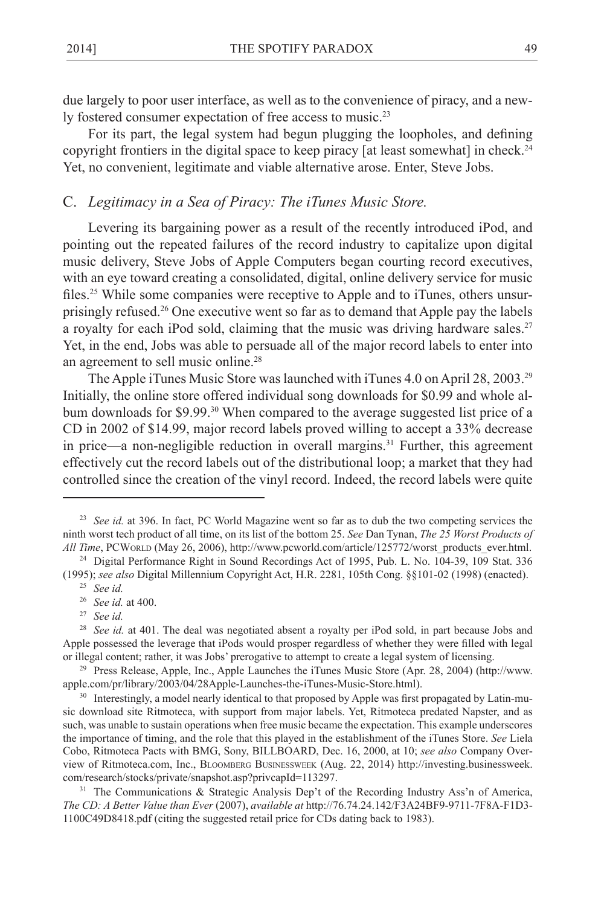due largely to poor user interface, as well as to the convenience of piracy, and a newly fostered consumer expectation of free access to music.[23]

For its part, the legal system had begun plugging the loopholes, and defining copyright frontiers in the digital space to keep piracy [at least somewhat] in check.[24] Yet, no convenient, legitimate and viable alternative arose. Enter, Steve Jobs.

### C. *Legitimacy in a Sea of Piracy: The iTunes Music Store.*

Levering its bargaining power as a result of the recently introduced iPod, and pointing out the repeated failures of the record industry to capitalize upon digital music delivery, Steve Jobs of Apple Computers began courting record executives, with an eye toward creating a consolidated, digital, online delivery service for music files.[25] While some companies were receptive to Apple and to iTunes, others unsurprisingly refused.[26] One executive went so far as to demand that Apple pay the labels a royalty for each iPod sold, claiming that the music was driving hardware sales.[27] Yet, in the end, Jobs was able to persuade all of the major record labels to enter into an agreement to sell music online.[28]

The Apple iTunes Music Store was launched with iTunes 4.0 on April 28, 2003.[29] Initially, the online store offered individual song downloads for $0.99 and whole album downloads for $9.99.[30] When compared to the average suggested list price of a CD in 2002 of $14.99, major record labels proved willing to accept a 33% decrease in price—a non-negligible reduction in overall margins.[31] Further, this agreement effectively cut the record labels out of the distributional loop; a market that they had controlled since the creation of the vinyl record. Indeed, the record labels were quite

---

[23] *See id.* at 396. In fact, PC World Magazine went so far as to dub the two competing services the ninth worst tech product of all time, on its list of the bottom 25. *See* Dan Tynan, *The 25 Worst Products of All Time*, PCWorld (May 26, 2006), http://www.pcworld.com/article/125772/worst_products_ever.html.

[24] Digital Performance Right in Sound Recordings Act of 1995, Pub. L. No. 104-39, 109 Stat. 336 (1995); *see also* Digital Millennium Copyright Act, H.R. 2281, 105th Cong. §§101-02 (1998) (enacted).

[25] *See id.*

[26] *See id.* at 400.

[27] *See id.*

[28] *See id.* at 401. The deal was negotiated absent a royalty per iPod sold, in part because Jobs and Apple possessed the leverage that iPods would prosper regardless of whether they were filled with legal or illegal content; rather, it was Jobs' prerogative to attempt to create a legal system of licensing.

[29] Press Release, Apple, Inc., Apple Launches the iTunes Music Store (Apr. 28, 2004) (http://www.apple.com/pr/library/2003/04/28Apple-Launches-the-iTunes-Music-Store.html).

[30] Interestingly, a model nearly identical to that proposed by Apple was first propagated by Latin-music download site Ritmoteca, with support from major labels. Yet, Ritmoteca predated Napster, and as such, was unable to sustain operations when free music became the expectation. This example underscores the importance of timing, and the role that this played in the establishment of the iTunes Store. *See* Liela Cobo, Ritmoteca Pacts with BMG, Sony, BILLBOARD, Dec. 16, 2000, at 10; *see also* Company Overview of Ritmoteca.com, Inc., Bloomberg Businessweek (Aug. 22, 2014) http://investing.businessweek.com/research/stocks/private/snapshot.asp?privcapId=113297.

[31] The Communications & Strategic Analysis Dep't of the Recording Industry Ass'n of America, *The CD: A Better Value than Ever* (2007), *available at* http://76.74.24.142/F3A24BF9-9711-7F8A-F1D3-1100C49D8418.pdf (citing the suggested retail price for CDs dating back to 1983).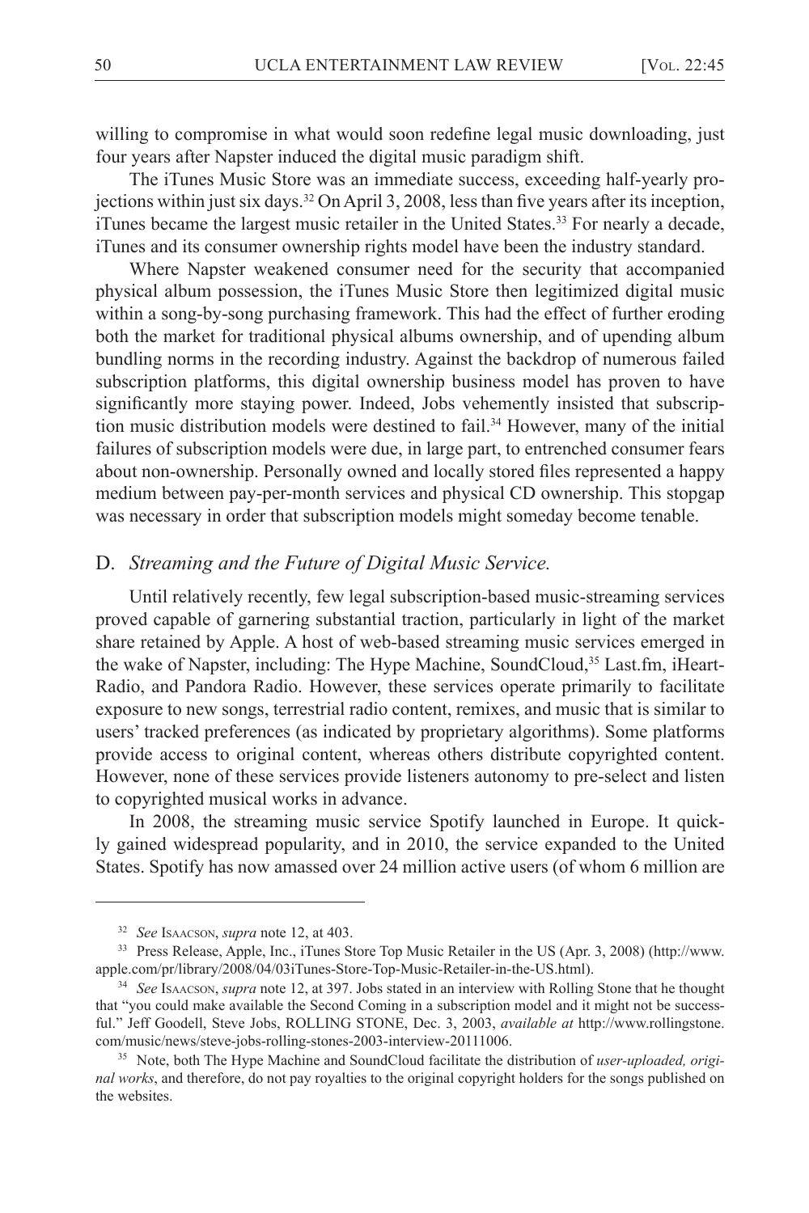willing to compromise in what would soon redefine legal music downloading, just four years after Napster induced the digital music paradigm shift.

The iTunes Music Store was an immediate success, exceeding half-yearly projections within just six days.[32] On April 3, 2008, less than five years after its inception, iTunes became the largest music retailer in the United States.[33] For nearly a decade, iTunes and its consumer ownership rights model have been the industry standard.

Where Napster weakened consumer need for the security that accompanied physical album possession, the iTunes Music Store then legitimized digital music within a song-by-song purchasing framework. This had the effect of further eroding both the market for traditional physical albums ownership, and of upending album bundling norms in the recording industry. Against the backdrop of numerous failed subscription platforms, this digital ownership business model has proven to have significantly more staying power. Indeed, Jobs vehemently insisted that subscription music distribution models were destined to fail.[34] However, many of the initial failures of subscription models were due, in large part, to entrenched consumer fears about non-ownership. Personally owned and locally stored files represented a happy medium between pay-per-month services and physical CD ownership. This stopgap was necessary in order that subscription models might someday become tenable.

## D. *Streaming and the Future of Digital Music Service.*

Until relatively recently, few legal subscription-based music-streaming services proved capable of garnering substantial traction, particularly in light of the market share retained by Apple. A host of web-based streaming music services emerged in the wake of Napster, including: The Hype Machine, SoundCloud,[35] Last.fm, iHeartRadio, and Pandora Radio. However, these services operate primarily to facilitate exposure to new songs, terrestrial radio content, remixes, and music that is similar to users' tracked preferences (as indicated by proprietary algorithms). Some platforms provide access to original content, whereas others distribute copyrighted content. However, none of these services provide listeners autonomy to pre-select and listen to copyrighted musical works in advance.

In 2008, the streaming music service Spotify launched in Europe. It quickly gained widespread popularity, and in 2010, the service expanded to the United States. Spotify has now amassed over 24 million active users (of whom 6 million are

---

[32] *See* Isaacson, *supra* note 12, at 403.

[33] Press Release, Apple, Inc., iTunes Store Top Music Retailer in the US (Apr. 3, 2008) (http://www.apple.com/pr/library/2008/04/03iTunes-Store-Top-Music-Retailer-in-the-US.html).

[34] *See* Isaacson, *supra* note 12, at 397. Jobs stated in an interview with Rolling Stone that he thought that "you could make available the Second Coming in a subscription model and it might not be successful." Jeff Goodell, Steve Jobs, ROLLING STONE, Dec. 3, 2003, *available at* http://www.rollingstone.com/music/news/steve-jobs-rolling-stones-2003-interview-20111006.

[35] Note, both The Hype Machine and SoundCloud facilitate the distribution of *user-uploaded, original works*, and therefore, do not pay royalties to the original copyright holders for the songs published on the websites.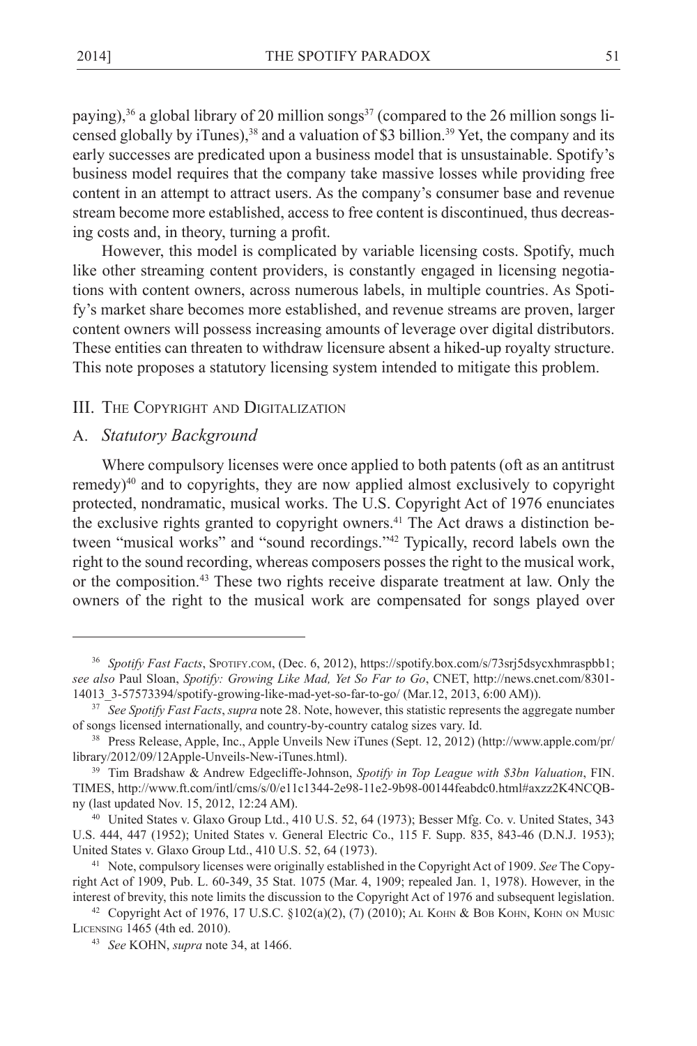paying),[36] a global library of 20 million songs[37] (compared to the 26 million songs licensed globally by iTunes),[38] and a valuation of $3 billion.[39] Yet, the company and its early successes are predicated upon a business model that is unsustainable. Spotify's business model requires that the company take massive losses while providing free content in an attempt to attract users. As the company's consumer base and revenue stream become more established, access to free content is discontinued, thus decreasing costs and, in theory, turning a profit.

However, this model is complicated by variable licensing costs. Spotify, much like other streaming content providers, is constantly engaged in licensing negotiations with content owners, across numerous labels, in multiple countries. As Spotify's market share becomes more established, and revenue streams are proven, larger content owners will possess increasing amounts of leverage over digital distributors. These entities can threaten to withdraw licensure absent a hiked-up royalty structure. This note proposes a statutory licensing system intended to mitigate this problem.

## III. The Copyright and Digitalization

### A. *Statutory Background*

Where compulsory licenses were once applied to both patents (oft as an antitrust remedy)[40] and to copyrights, they are now applied almost exclusively to copyright protected, nondramatic, musical works. The U.S. Copyright Act of 1976 enunciates the exclusive rights granted to copyright owners.[41] The Act draws a distinction between "musical works" and "sound recordings."[42] Typically, record labels own the right to the sound recording, whereas composers posses the right to the musical work, or the composition.[43] These two rights receive disparate treatment at law. Only the owners of the right to the musical work are compensated for songs played over

---

[36] *Spotify Fast Facts*, Spotify.com, (Dec. 6, 2012), https://spotify.box.com/s/73srj5dsycxhmraspbb1; *see also* Paul Sloan, *Spotify: Growing Like Mad, Yet So Far to Go*, CNET, http://news.cnet.com/8301-14013_3-57573394/spotify-growing-like-mad-yet-so-far-to-go/ (Mar.12, 2013, 6:00 AM)).

[37] *See Spotify Fast Facts*, *supra* note 28. Note, however, this statistic represents the aggregate number of songs licensed internationally, and country-by-country catalog sizes vary. Id.

[38] Press Release, Apple, Inc., Apple Unveils New iTunes (Sept. 12, 2012) (http://www.apple.com/pr/library/2012/09/12Apple-Unveils-New-iTunes.html).

[39] Tim Bradshaw & Andrew Edgecliffe-Johnson, *Spotify in Top League with $3bn Valuation*, FIN. TIMES, http://www.ft.com/intl/cms/s/0/e11c1344-2e98-11e2-9b98-00144feabdc0.html#axzz2K4NCQBny (last updated Nov. 15, 2012, 12:24 AM).

[40] United States v. Glaxo Group Ltd., 410 U.S. 52, 64 (1973); Besser Mfg. Co. v. United States, 343 U.S. 444, 447 (1952); United States v. General Electric Co., 115 F. Supp. 835, 843-46 (D.N.J. 1953); United States v. Glaxo Group Ltd., 410 U.S. 52, 64 (1973).

[41] Note, compulsory licenses were originally established in the Copyright Act of 1909. *See* The Copyright Act of 1909, Pub. L. 60-349, 35 Stat. 1075 (Mar. 4, 1909; repealed Jan. 1, 1978). However, in the interest of brevity, this note limits the discussion to the Copyright Act of 1976 and subsequent legislation.

[42] Copyright Act of 1976, 17 U.S.C. §102(a)(2), (7) (2010); Al Kohn & Bob Kohn, Kohn on Music Licensing 1465 (4th ed. 2010).

[43] *See* KOHN, *supra* note 34, at 1466.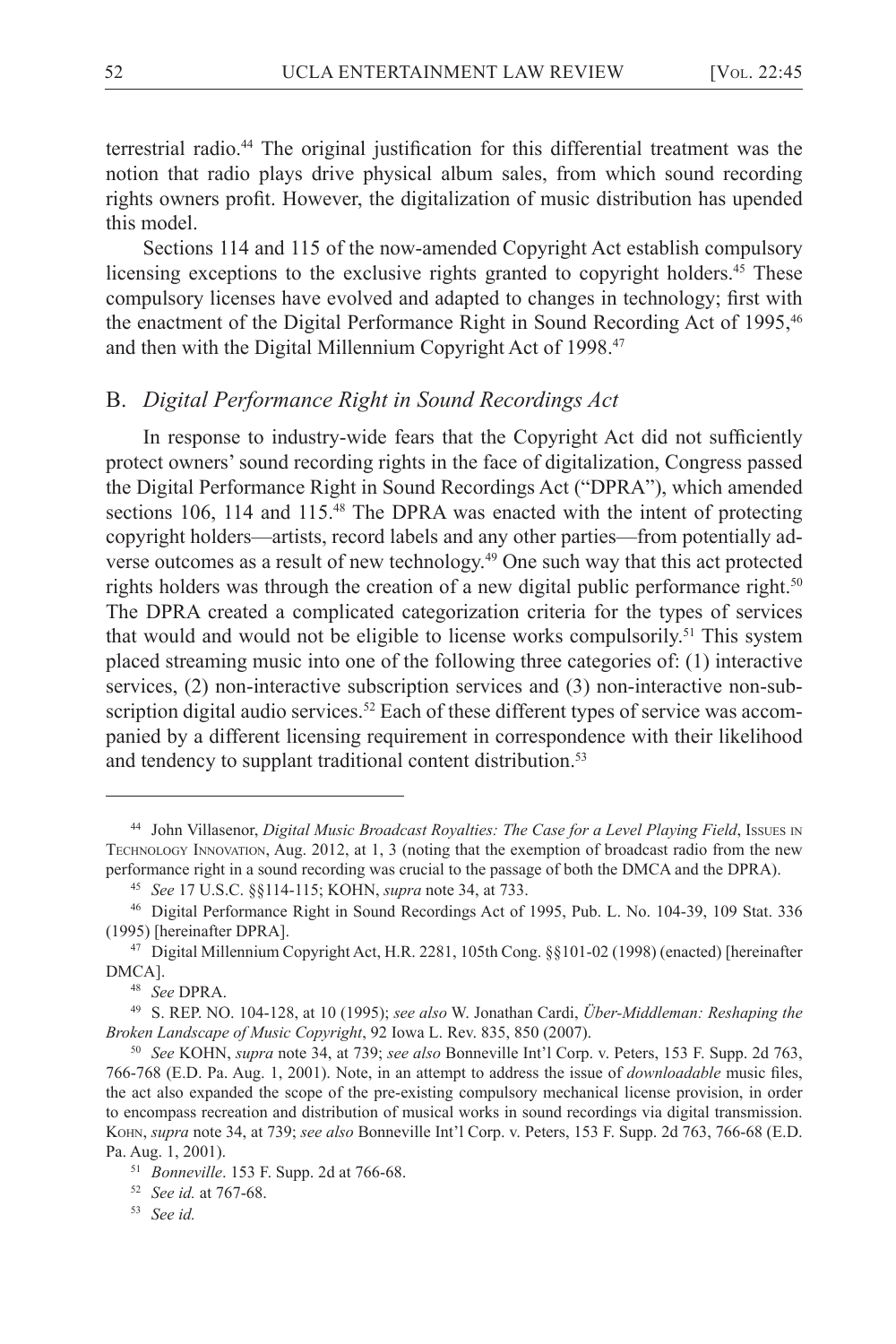terrestrial radio.[44] The original justification for this differential treatment was the notion that radio plays drive physical album sales, from which sound recording rights owners profit. However, the digitalization of music distribution has upended this model.

Sections 114 and 115 of the now-amended Copyright Act establish compulsory licensing exceptions to the exclusive rights granted to copyright holders.[45] These compulsory licenses have evolved and adapted to changes in technology; first with the enactment of the Digital Performance Right in Sound Recording Act of 1995,[46] and then with the Digital Millennium Copyright Act of 1998.[47]

## B. *Digital Performance Right in Sound Recordings Act*

In response to industry-wide fears that the Copyright Act did not sufficiently protect owners' sound recording rights in the face of digitalization, Congress passed the Digital Performance Right in Sound Recordings Act ("DPRA"), which amended sections 106, 114 and 115.[48] The DPRA was enacted with the intent of protecting copyright holders—artists, record labels and any other parties—from potentially adverse outcomes as a result of new technology.[49] One such way that this act protected rights holders was through the creation of a new digital public performance right.[50] The DPRA created a complicated categorization criteria for the types of services that would and would not be eligible to license works compulsorily.[51] This system placed streaming music into one of the following three categories of: (1) interactive services, (2) non-interactive subscription services and (3) non-interactive non-subscription digital audio services.[52] Each of these different types of service was accompanied by a different licensing requirement in correspondence with their likelihood and tendency to supplant traditional content distribution.[53]

---

[44] John Villasenor, *Digital Music Broadcast Royalties: The Case for a Level Playing Field*, Issues in Technology Innovation, Aug. 2012, at 1, 3 (noting that the exemption of broadcast radio from the new performance right in a sound recording was crucial to the passage of both the DMCA and the DPRA).

[45] *See* 17 U.S.C. §§114-115; KOHN, *supra* note 34, at 733.

[46] Digital Performance Right in Sound Recordings Act of 1995, Pub. L. No. 104-39, 109 Stat. 336 (1995) [hereinafter DPRA].

[47] Digital Millennium Copyright Act, H.R. 2281, 105th Cong. §§101-02 (1998) (enacted) [hereinafter DMCA].

[48] *See* DPRA.

[49] S. REP. NO. 104-128, at 10 (1995); *see also* W. Jonathan Cardi, *Über-Middleman: Reshaping the Broken Landscape of Music Copyright*, 92 Iowa L. Rev. 835, 850 (2007).

[50] *See* KOHN, *supra* note 34, at 739; *see also* Bonneville Int'l Corp. v. Peters, 153 F. Supp. 2d 763, 766-768 (E.D. Pa. Aug. 1, 2001). Note, in an attempt to address the issue of *downloadable* music files, the act also expanded the scope of the pre-existing compulsory mechanical license provision, in order to encompass recreation and distribution of musical works in sound recordings via digital transmission. Kohn, *supra* note 34, at 739; *see also* Bonneville Int'l Corp. v. Peters, 153 F. Supp. 2d 763, 766-68 (E.D. Pa. Aug. 1, 2001).

[51] *Bonneville*. 153 F. Supp. 2d at 766-68.

[52] *See id.* at 767-68.

[53] *See id.*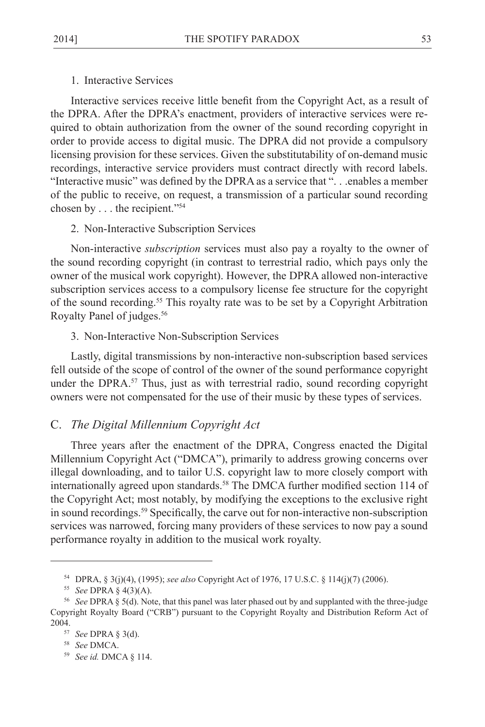1. Interactive Services

Interactive services receive little benefit from the Copyright Act, as a result of the DPRA. After the DPRA's enactment, providers of interactive services were required to obtain authorization from the owner of the sound recording copyright in order to provide access to digital music. The DPRA did not provide a compulsory licensing provision for these services. Given the substitutability of on-demand music recordings, interactive service providers must contract directly with record labels. "Interactive music" was defined by the DPRA as a service that ". . .enables a member of the public to receive, on request, a transmission of a particular sound recording chosen by . . . the recipient."[54]

2. Non-Interactive Subscription Services

Non-interactive *subscription* services must also pay a royalty to the owner of the sound recording copyright (in contrast to terrestrial radio, which pays only the owner of the musical work copyright). However, the DPRA allowed non-interactive subscription services access to a compulsory license fee structure for the copyright of the sound recording.[55] This royalty rate was to be set by a Copyright Arbitration Royalty Panel of judges.[56]

3. Non-Interactive Non-Subscription Services

Lastly, digital transmissions by non-interactive non-subscription based services fell outside of the scope of control of the owner of the sound performance copyright under the DPRA.[57] Thus, just as with terrestrial radio, sound recording copyright owners were not compensated for the use of their music by these types of services.

## C. *The Digital Millennium Copyright Act*

Three years after the enactment of the DPRA, Congress enacted the Digital Millennium Copyright Act ("DMCA"), primarily to address growing concerns over illegal downloading, and to tailor U.S. copyright law to more closely comport with internationally agreed upon standards.[58] The DMCA further modified section 114 of the Copyright Act; most notably, by modifying the exceptions to the exclusive right in sound recordings.[59] Specifically, the carve out for non-interactive non-subscription services was narrowed, forcing many providers of these services to now pay a sound performance royalty in addition to the musical work royalty.

---

[54] DPRA, § 3(j)(4), (1995); *see also* Copyright Act of 1976, 17 U.S.C. § 114(j)(7) (2006).

[55] *See* DPRA § 4(3)(A).

[56] *See* DPRA § 5(d). Note, that this panel was later phased out by and supplanted with the three-judge Copyright Royalty Board ("CRB") pursuant to the Copyright Royalty and Distribution Reform Act of 2004.

[57] *See* DPRA § 3(d).

[58] *See* DMCA.

[59] *See id.* DMCA § 114.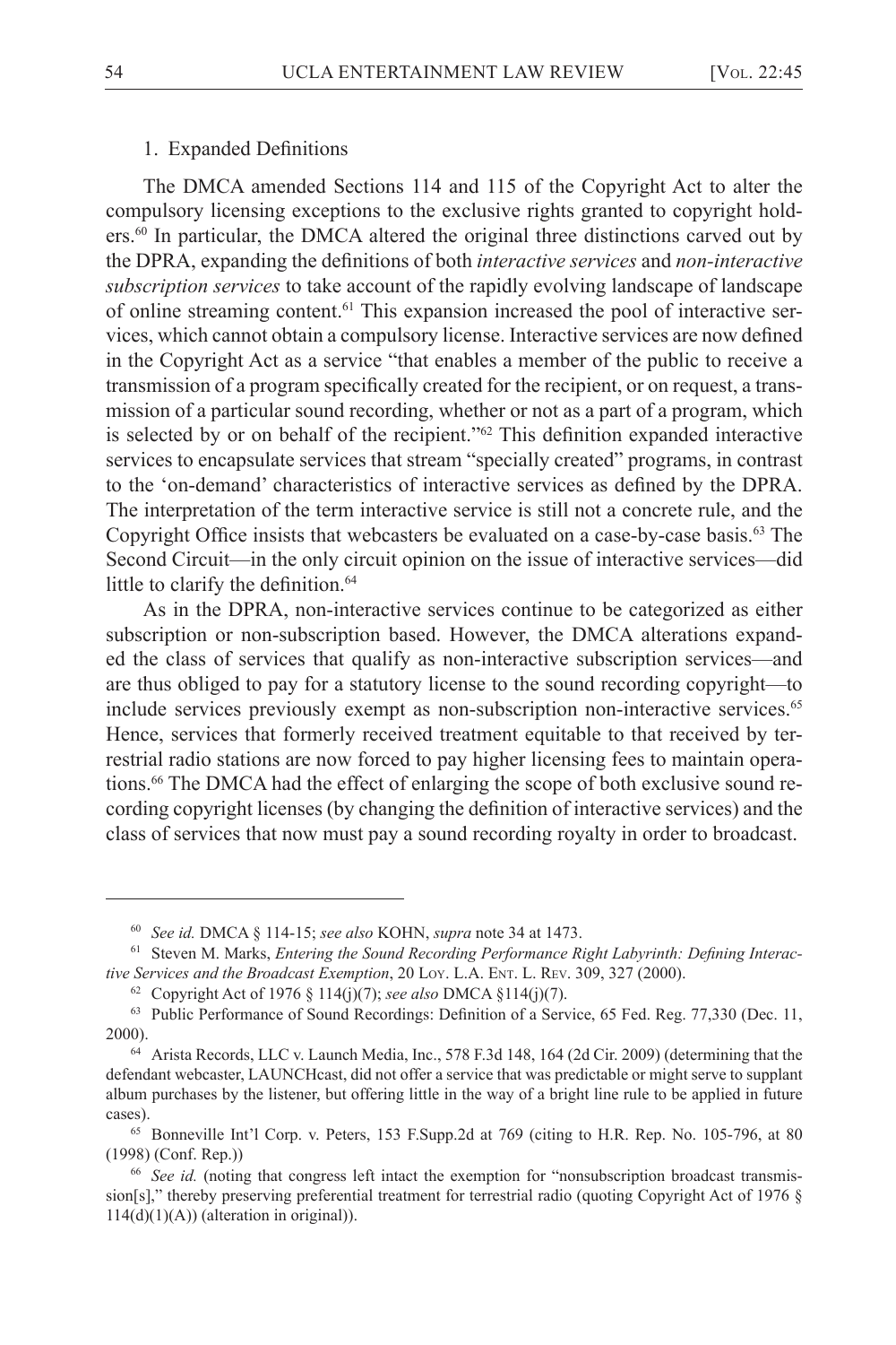### 1. Expanded Definitions

The DMCA amended Sections 114 and 115 of the Copyright Act to alter the compulsory licensing exceptions to the exclusive rights granted to copyright holders.[60] In particular, the DMCA altered the original three distinctions carved out by the DPRA, expanding the definitions of both *interactive services* and *non-interactive subscription services* to take account of the rapidly evolving landscape of landscape of online streaming content.[61] This expansion increased the pool of interactive services, which cannot obtain a compulsory license. Interactive services are now defined in the Copyright Act as a service "that enables a member of the public to receive a transmission of a program specifically created for the recipient, or on request, a transmission of a particular sound recording, whether or not as a part of a program, which is selected by or on behalf of the recipient."[62] This definition expanded interactive services to encapsulate services that stream "specially created" programs, in contrast to the 'on-demand' characteristics of interactive services as defined by the DPRA. The interpretation of the term interactive service is still not a concrete rule, and the Copyright Office insists that webcasters be evaluated on a case-by-case basis.[63] The Second Circuit—in the only circuit opinion on the issue of interactive services—did little to clarify the definition.[64]

As in the DPRA, non-interactive services continue to be categorized as either subscription or non-subscription based. However, the DMCA alterations expanded the class of services that qualify as non-interactive subscription services—and are thus obliged to pay for a statutory license to the sound recording copyright—to include services previously exempt as non-subscription non-interactive services.[65] Hence, services that formerly received treatment equitable to that received by terrestrial radio stations are now forced to pay higher licensing fees to maintain operations.[66] The DMCA had the effect of enlarging the scope of both exclusive sound recording copyright licenses (by changing the definition of interactive services) and the class of services that now must pay a sound recording royalty in order to broadcast.

---

[60] *See id.* DMCA § 114-15; *see also* KOHN, *supra* note 34 at 1473.

[61] Steven M. Marks, *Entering the Sound Recording Performance Right Labyrinth: Defining Interactive Services and the Broadcast Exemption*, 20 LOY. L.A. ENT. L. REV. 309, 327 (2000).

[62] Copyright Act of 1976 § 114(j)(7); *see also* DMCA §114(j)(7).

[63] Public Performance of Sound Recordings: Definition of a Service, 65 Fed. Reg. 77,330 (Dec. 11, 2000).

[64] Arista Records, LLC v. Launch Media, Inc., 578 F.3d 148, 164 (2d Cir. 2009) (determining that the defendant webcaster, LAUNCHcast, did not offer a service that was predictable or might serve to supplant album purchases by the listener, but offering little in the way of a bright line rule to be applied in future cases).

[65] Bonneville Int'l Corp. v. Peters, 153 F.Supp.2d at 769 (citing to H.R. Rep. No. 105-796, at 80 (1998) (Conf. Rep.))

[66] *See id.* (noting that congress left intact the exemption for "nonsubscription broadcast transmission[s]," thereby preserving preferential treatment for terrestrial radio (quoting Copyright Act of 1976 § 114(d)(1)(A)) (alteration in original)).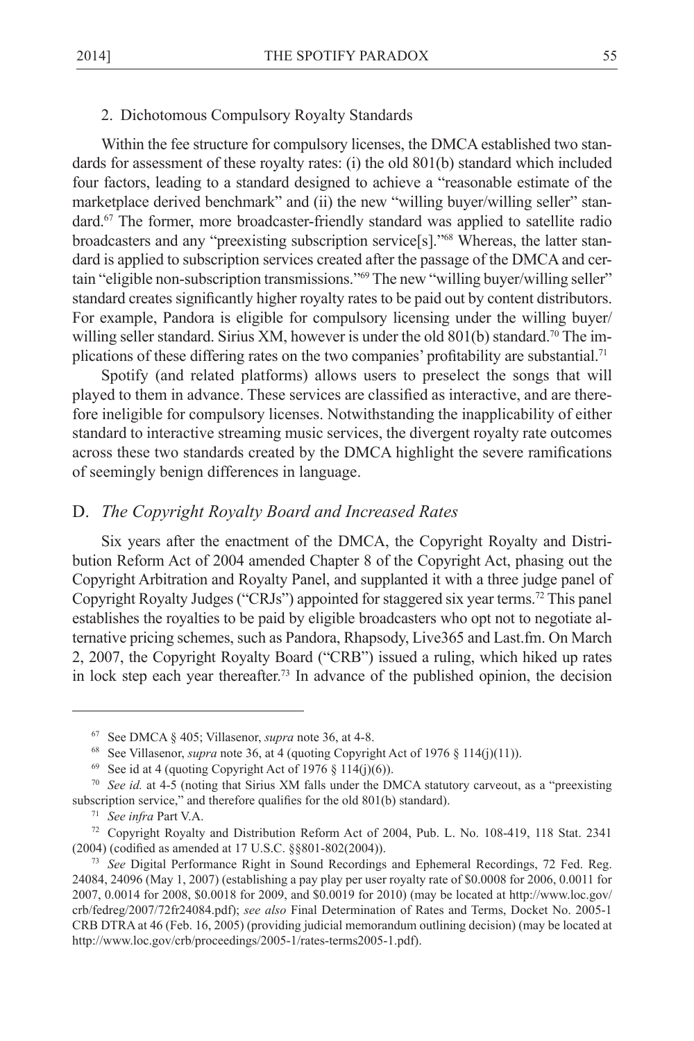### 2. Dichotomous Compulsory Royalty Standards

Within the fee structure for compulsory licenses, the DMCA established two standards for assessment of these royalty rates: (i) the old 801(b) standard which included four factors, leading to a standard designed to achieve a "reasonable estimate of the marketplace derived benchmark" and (ii) the new "willing buyer/willing seller" standard.[67] The former, more broadcaster-friendly standard was applied to satellite radio broadcasters and any "preexisting subscription service[s]."[68] Whereas, the latter standard is applied to subscription services created after the passage of the DMCA and certain "eligible non-subscription transmissions."[69] The new "willing buyer/willing seller" standard creates significantly higher royalty rates to be paid out by content distributors. For example, Pandora is eligible for compulsory licensing under the willing buyer/willing seller standard. Sirius XM, however is under the old 801(b) standard.[70] The implications of these differing rates on the two companies' profitability are substantial.[71]

Spotify (and related platforms) allows users to preselect the songs that will played to them in advance. These services are classified as interactive, and are therefore ineligible for compulsory licenses. Notwithstanding the inapplicability of either standard to interactive streaming music services, the divergent royalty rate outcomes across these two standards created by the DMCA highlight the severe ramifications of seemingly benign differences in language.

## D. *The Copyright Royalty Board and Increased Rates*

Six years after the enactment of the DMCA, the Copyright Royalty and Distribution Reform Act of 2004 amended Chapter 8 of the Copyright Act, phasing out the Copyright Arbitration and Royalty Panel, and supplanted it with a three judge panel of Copyright Royalty Judges ("CRJs") appointed for staggered six year terms.[72] This panel establishes the royalties to be paid by eligible broadcasters who opt not to negotiate alternative pricing schemes, such as Pandora, Rhapsody, Live365 and Last.fm. On March 2, 2007, the Copyright Royalty Board ("CRB") issued a ruling, which hiked up rates in lock step each year thereafter.[73] In advance of the published opinion, the decision

---

[67] See DMCA § 405; Villasenor, *supra* note 36, at 4-8.

[68] See Villasenor, *supra* note 36, at 4 (quoting Copyright Act of 1976 § 114(j)(11)).

[69] See id at 4 (quoting Copyright Act of 1976 § 114(j)(6)).

[70] *See id.* at 4-5 (noting that Sirius XM falls under the DMCA statutory carveout, as a "preexisting subscription service," and therefore qualifies for the old 801(b) standard).

[71] *See infra* Part V.A.

[72] Copyright Royalty and Distribution Reform Act of 2004, Pub. L. No. 108-419, 118 Stat. 2341 (2004) (codified as amended at 17 U.S.C. §§801-802(2004)).

[73] *See* Digital Performance Right in Sound Recordings and Ephemeral Recordings, 72 Fed. Reg. 24084, 24096 (May 1, 2007) (establishing a pay play per user royalty rate of $0.0008 for 2006, 0.0011 for 2007, 0.0014 for 2008, $0.0018 for 2009, and $0.0019 for 2010) (may be located at http://www.loc.gov/crb/fedreg/2007/72fr24084.pdf); *see also* Final Determination of Rates and Terms, Docket No. 2005-1 CRB DTRA at 46 (Feb. 16, 2005) (providing judicial memorandum outlining decision) (may be located at http://www.loc.gov/crb/proceedings/2005-1/rates-terms2005-1.pdf).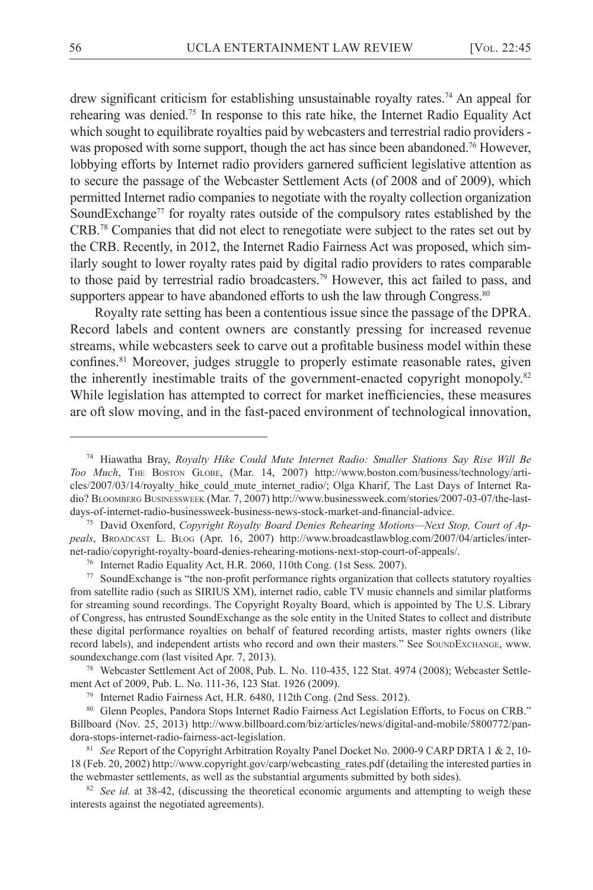drew significant criticism for establishing unsustainable royalty rates.[74] An appeal for rehearing was denied.[75] In response to this rate hike, the Internet Radio Equality Act which sought to equilibrate royalties paid by webcasters and terrestrial radio providers - was proposed with some support, though the act has since been abandoned.[76] However, lobbying efforts by Internet radio providers garnered sufficient legislative attention as to secure the passage of the Webcaster Settlement Acts (of 2008 and of 2009), which permitted Internet radio companies to negotiate with the royalty collection organization SoundExchange[77] for royalty rates outside of the compulsory rates established by the CRB.[78] Companies that did not elect to renegotiate were subject to the rates set out by the CRB. Recently, in 2012, the Internet Radio Fairness Act was proposed, which similarly sought to lower royalty rates paid by digital radio providers to rates comparable to those paid by terrestrial radio broadcasters.[79] However, this act failed to pass, and supporters appear to have abandoned efforts to ush the law through Congress.[80]

Royalty rate setting has been a contentious issue since the passage of the DPRA. Record labels and content owners are constantly pressing for increased revenue streams, while webcasters seek to carve out a profitable business model within these confines.[81] Moreover, judges struggle to properly estimate reasonable rates, given the inherently inestimable traits of the government-enacted copyright monopoly.[82] While legislation has attempted to correct for market inefficiencies, these measures are oft slow moving, and in the fast-paced environment of technological innovation,

---

[74] Hiawatha Bray, *Royalty Hike Could Mute Internet Radio: Smaller Stations Say Rise Will Be Too Much*, The Boston Globe, (Mar. 14, 2007) http://www.boston.com/business/technology/articles/2007/03/14/royalty_hike_could_mute_internet_radio/; Olga Kharif, The Last Days of Internet Radio? Bloomberg Businessweek (Mar. 7, 2007) http://www.businessweek.com/stories/2007-03-07/the-last-days-of-internet-radio-businessweek-business-news-stock-market-and-financial-advice.

[75] David Oxenford, *Copyright Royalty Board Denies Rehearing Motions—Next Stop, Court of Appeals*, Broadcast L. Blog (Apr. 16, 2007) http://www.broadcastlawblog.com/2007/04/articles/internet-radio/copyright-royalty-board-denies-rehearing-motions-next-stop-court-of-appeals/.

[76] Internet Radio Equality Act, H.R. 2060, 110th Cong. (1st Sess. 2007).

[77] SoundExchange is "the non-profit performance rights organization that collects statutory royalties from satellite radio (such as SIRIUS XM), internet radio, cable TV music channels and similar platforms for streaming sound recordings. The Copyright Royalty Board, which is appointed by The U.S. Library of Congress, has entrusted SoundExchange as the sole entity in the United States to collect and distribute these digital performance royalties on behalf of featured recording artists, master rights owners (like record labels), and independent artists who record and own their masters." See SoundExchange, www.soundexchange.com (last visited Apr. 7, 2013).

[78] Webcaster Settlement Act of 2008, Pub. L. No. 110-435, 122 Stat. 4974 (2008); Webcaster Settlement Act of 2009, Pub. L. No. 111-36, 123 Stat. 1926 (2009).

[79] Internet Radio Fairness Act, H.R. 6480, 112th Cong. (2nd Sess. 2012).

[80] Glenn Peoples, Pandora Stops Internet Radio Fairness Act Legislation Efforts, to Focus on CRB." Billboard (Nov. 25, 2013) http://www.billboard.com/biz/articles/news/digital-and-mobile/5800772/pandora-stops-internet-radio-fairness-act-legislation.

[81] *See* Report of the Copyright Arbitration Royalty Panel Docket No. 2000-9 CARP DRTA 1 & 2, 10-18 (Feb. 20, 2002) http://www.copyright.gov/carp/webcasting_rates.pdf (detailing the interested parties in the webmaster settlements, as well as the substantial arguments submitted by both sides).

[82] *See id.* at 38-42, (discussing the theoretical economic arguments and attempting to weigh these interests against the negotiated agreements).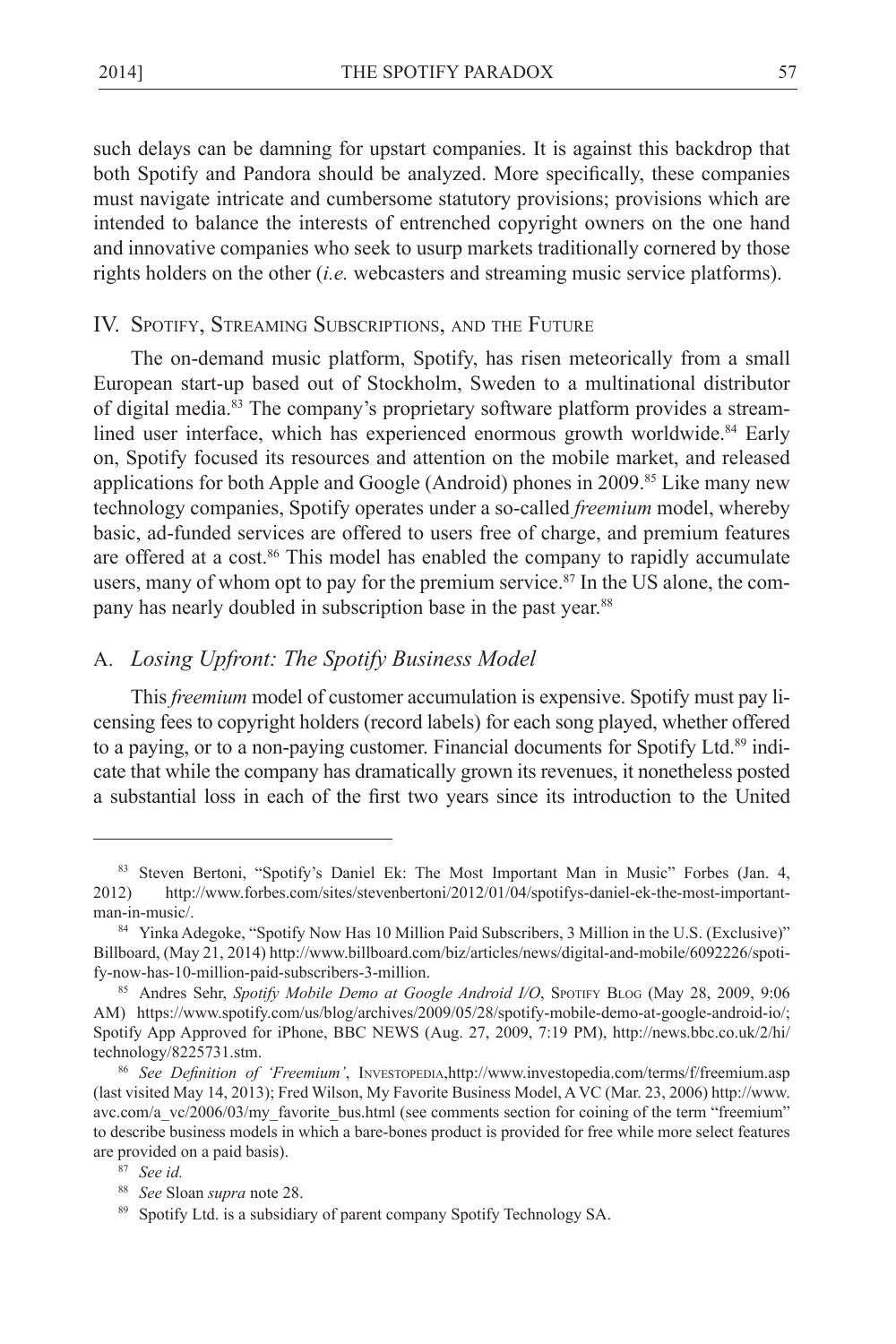such delays can be damning for upstart companies. It is against this backdrop that both Spotify and Pandora should be analyzed. More specifically, these companies must navigate intricate and cumbersome statutory provisions; provisions which are intended to balance the interests of entrenched copyright owners on the one hand and innovative companies who seek to usurp markets traditionally cornered by those rights holders on the other (*i.e.* webcasters and streaming music service platforms).

## IV. Spotify, Streaming Subscriptions, and the Future

The on-demand music platform, Spotify, has risen meteorically from a small European start-up based out of Stockholm, Sweden to a multinational distributor of digital media.[83] The company's proprietary software platform provides a streamlined user interface, which has experienced enormous growth worldwide.[84] Early on, Spotify focused its resources and attention on the mobile market, and released applications for both Apple and Google (Android) phones in 2009.[85] Like many new technology companies, Spotify operates under a so-called *freemium* model, whereby basic, ad-funded services are offered to users free of charge, and premium features are offered at a cost.[86] This model has enabled the company to rapidly accumulate users, many of whom opt to pay for the premium service.[87] In the US alone, the company has nearly doubled in subscription base in the past year.[88]

### A. *Losing Upfront: The Spotify Business Model*

This *freemium* model of customer accumulation is expensive. Spotify must pay licensing fees to copyright holders (record labels) for each song played, whether offered to a paying, or to a non-paying customer. Financial documents for Spotify Ltd.[89] indicate that while the company has dramatically grown its revenues, it nonetheless posted a substantial loss in each of the first two years since its introduction to the United

---

[83] Steven Bertoni, "Spotify's Daniel Ek: The Most Important Man in Music" Forbes (Jan. 4, 2012) http://www.forbes.com/sites/stevenbertoni/2012/01/04/spotifys-daniel-ek-the-most-important-man-in-music/.

[84] Yinka Adegoke, "Spotify Now Has 10 Million Paid Subscribers, 3 Million in the U.S. (Exclusive)" Billboard, (May 21, 2014) http://www.billboard.com/biz/articles/news/digital-and-mobile/6092226/spotify-now-has-10-million-paid-subscribers-3-million.

[85] Andres Sehr, *Spotify Mobile Demo at Google Android I/O*, Spotify Blog (May 28, 2009, 9:06 AM) https://www.spotify.com/us/blog/archives/2009/05/28/spotify-mobile-demo-at-google-android-io/; Spotify App Approved for iPhone, BBC NEWS (Aug. 27, 2009, 7:19 PM), http://news.bbc.co.uk/2/hi/technology/8225731.stm.

[86] *See Definition of 'Freemium'*, Investopedia,http://www.investopedia.com/terms/f/freemium.asp (last visited May 14, 2013); Fred Wilson, My Favorite Business Model, A VC (Mar. 23, 2006) http://www.avc.com/a_vc/2006/03/my_favorite_bus.html (see comments section for coining of the term "freemium" to describe business models in which a bare-bones product is provided for free while more select features are provided on a paid basis).

[87] *See id.*

[88] *See* Sloan *supra* note 28.

[89] Spotify Ltd. is a subsidiary of parent company Spotify Technology SA.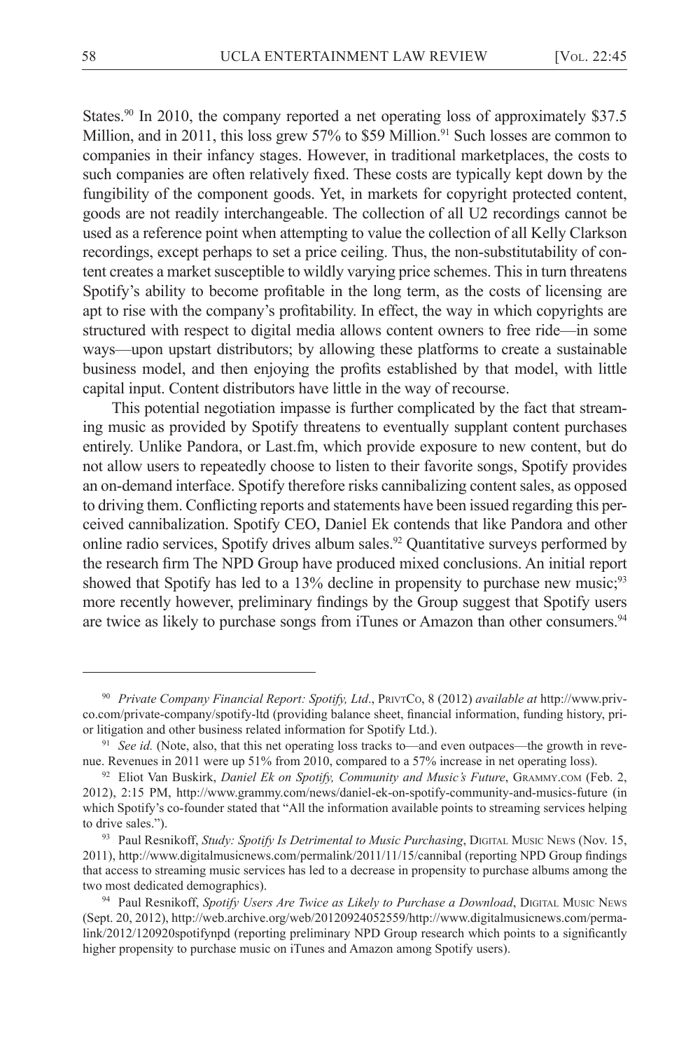States.[90] In 2010, the company reported a net operating loss of approximately $37.5 Million, and in 2011, this loss grew 57% to $59 Million.[91] Such losses are common to companies in their infancy stages. However, in traditional marketplaces, the costs to such companies are often relatively fixed. These costs are typically kept down by the fungibility of the component goods. Yet, in markets for copyright protected content, goods are not readily interchangeable. The collection of all U2 recordings cannot be used as a reference point when attempting to value the collection of all Kelly Clarkson recordings, except perhaps to set a price ceiling. Thus, the non-substitutability of content creates a market susceptible to wildly varying price schemes. This in turn threatens Spotify's ability to become profitable in the long term, as the costs of licensing are apt to rise with the company's profitability. In effect, the way in which copyrights are structured with respect to digital media allows content owners to free ride—in some ways—upon upstart distributors; by allowing these platforms to create a sustainable business model, and then enjoying the profits established by that model, with little capital input. Content distributors have little in the way of recourse.

This potential negotiation impasse is further complicated by the fact that streaming music as provided by Spotify threatens to eventually supplant content purchases entirely. Unlike Pandora, or Last.fm, which provide exposure to new content, but do not allow users to repeatedly choose to listen to their favorite songs, Spotify provides an on-demand interface. Spotify therefore risks cannibalizing content sales, as opposed to driving them. Conflicting reports and statements have been issued regarding this perceived cannibalization. Spotify CEO, Daniel Ek contends that like Pandora and other online radio services, Spotify drives album sales.[92] Quantitative surveys performed by the research firm The NPD Group have produced mixed conclusions. An initial report showed that Spotify has led to a 13% decline in propensity to purchase new music;[93] more recently however, preliminary findings by the Group suggest that Spotify users are twice as likely to purchase songs from iTunes or Amazon than other consumers.[94]

---

[90] *Private Company Financial Report: Spotify, Ltd*., PrivtCo, 8 (2012) *available at* http://www.privco.com/private-company/spotify-ltd (providing balance sheet, financial information, funding history, prior litigation and other business related information for Spotify Ltd.).

[91] *See id.* (Note, also, that this net operating loss tracks to—and even outpaces—the growth in revenue. Revenues in 2011 were up 51% from 2010, compared to a 57% increase in net operating loss).

[92] Eliot Van Buskirk, *Daniel Ek on Spotify, Community and Music's Future*, Grammy.com (Feb. 2, 2012), 2:15 PM, http://www.grammy.com/news/daniel-ek-on-spotify-community-and-musics-future (in which Spotify's co-founder stated that "All the information available points to streaming services helping to drive sales.").

[93] Paul Resnikoff, *Study: Spotify Is Detrimental to Music Purchasing*, Digital Music News (Nov. 15, 2011), http://www.digitalmusicnews.com/permalink/2011/11/15/cannibal (reporting NPD Group findings that access to streaming music services has led to a decrease in propensity to purchase albums among the two most dedicated demographics).

[94] Paul Resnikoff, *Spotify Users Are Twice as Likely to Purchase a Download*, Digital Music News (Sept. 20, 2012), http://web.archive.org/web/20120924052559/http://www.digitalmusicnews.com/permalink/2012/120920spotifynpd (reporting preliminary NPD Group research which points to a significantly higher propensity to purchase music on iTunes and Amazon among Spotify users).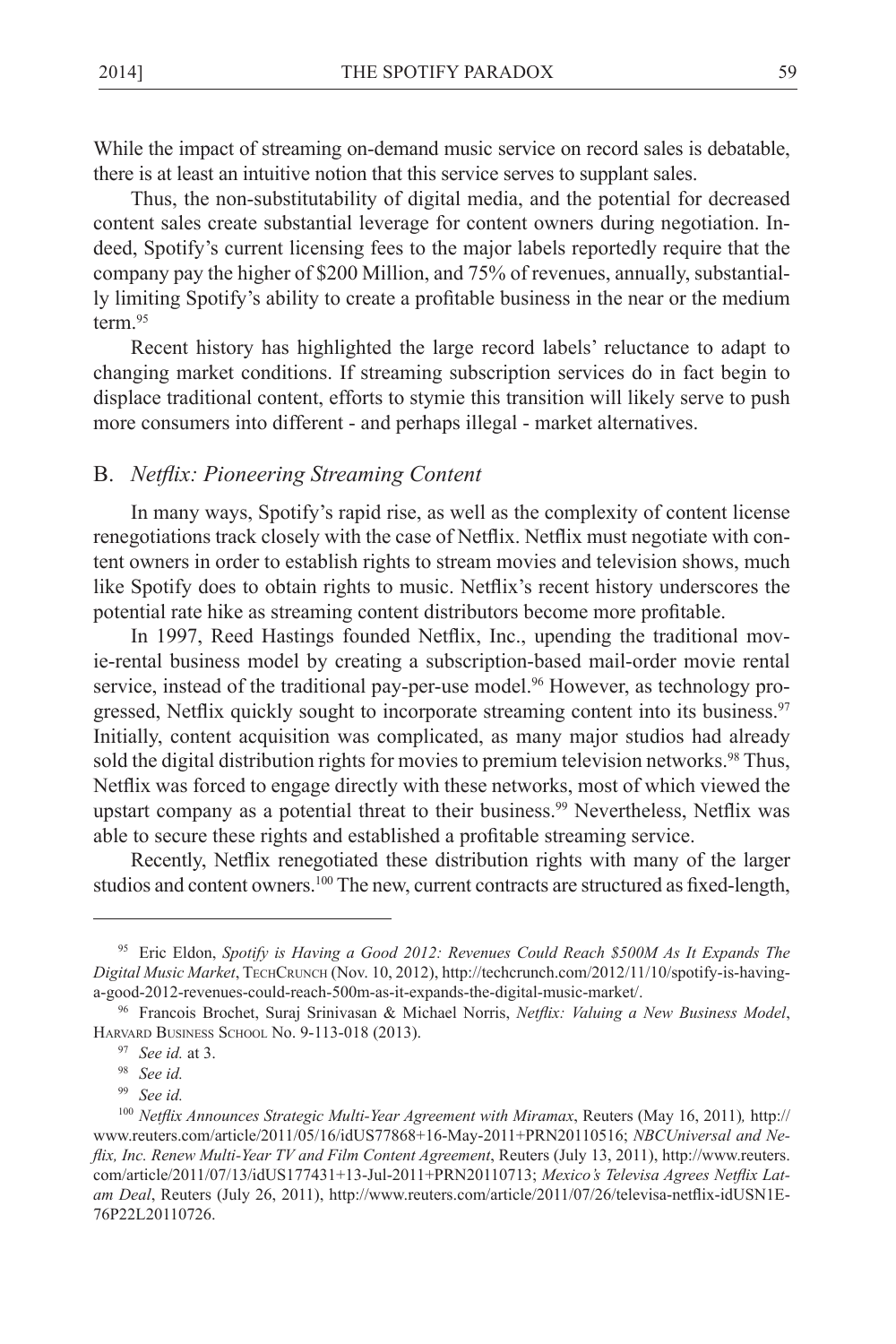While the impact of streaming on-demand music service on record sales is debatable, there is at least an intuitive notion that this service serves to supplant sales.

Thus, the non-substitutability of digital media, and the potential for decreased content sales create substantial leverage for content owners during negotiation. Indeed, Spotify's current licensing fees to the major labels reportedly require that the company pay the higher of $200 Million, and 75% of revenues, annually, substantially limiting Spotify's ability to create a profitable business in the near or the medium term.[95]

Recent history has highlighted the large record labels' reluctance to adapt to changing market conditions. If streaming subscription services do in fact begin to displace traditional content, efforts to stymie this transition will likely serve to push more consumers into different - and perhaps illegal - market alternatives.

## B. *Netflix: Pioneering Streaming Content*

In many ways, Spotify's rapid rise, as well as the complexity of content license renegotiations track closely with the case of Netflix. Netflix must negotiate with content owners in order to establish rights to stream movies and television shows, much like Spotify does to obtain rights to music. Netflix's recent history underscores the potential rate hike as streaming content distributors become more profitable.

In 1997, Reed Hastings founded Netflix, Inc., upending the traditional movie-rental business model by creating a subscription-based mail-order movie rental service, instead of the traditional pay-per-use model.[96] However, as technology progressed, Netflix quickly sought to incorporate streaming content into its business.[97] Initially, content acquisition was complicated, as many major studios had already sold the digital distribution rights for movies to premium television networks.[98] Thus, Netflix was forced to engage directly with these networks, most of which viewed the upstart company as a potential threat to their business.[99] Nevertheless, Netflix was able to secure these rights and established a profitable streaming service.

Recently, Netflix renegotiated these distribution rights with many of the larger studios and content owners.[100] The new, current contracts are structured as fixed-length,

---

[95] Eric Eldon, *Spotify is Having a Good 2012: Revenues Could Reach $500M As It Expands The Digital Music Market*, TechCrunch (Nov. 10, 2012), http://techcrunch.com/2012/11/10/spotify-is-having-a-good-2012-revenues-could-reach-500m-as-it-expands-the-digital-music-market/.

[96] Francois Brochet, Suraj Srinivasan & Michael Norris, *Netflix: Valuing a New Business Model*, Harvard Business School No. 9-113-018 (2013).

[97] *See id.* at 3.

[98] *See id.*

[99] *See id.*

[100] *Netflix Announces Strategic Multi-Year Agreement with Miramax*, Reuters (May 16, 2011), http://www.reuters.com/article/2011/05/16/idUS77868+16-May-2011+PRN20110516; *NBCUniversal and Netflix, Inc. Renew Multi-Year TV and Film Content Agreement*, Reuters (July 13, 2011), http://www.reuters.com/article/2011/07/13/idUS177431+13-Jul-2011+PRN20110713; *Mexico's Televisa Agrees Netflix Latam Deal*, Reuters (July 26, 2011), http://www.reuters.com/article/2011/07/26/televisa-netflix-idUSN1E76P22L20110726.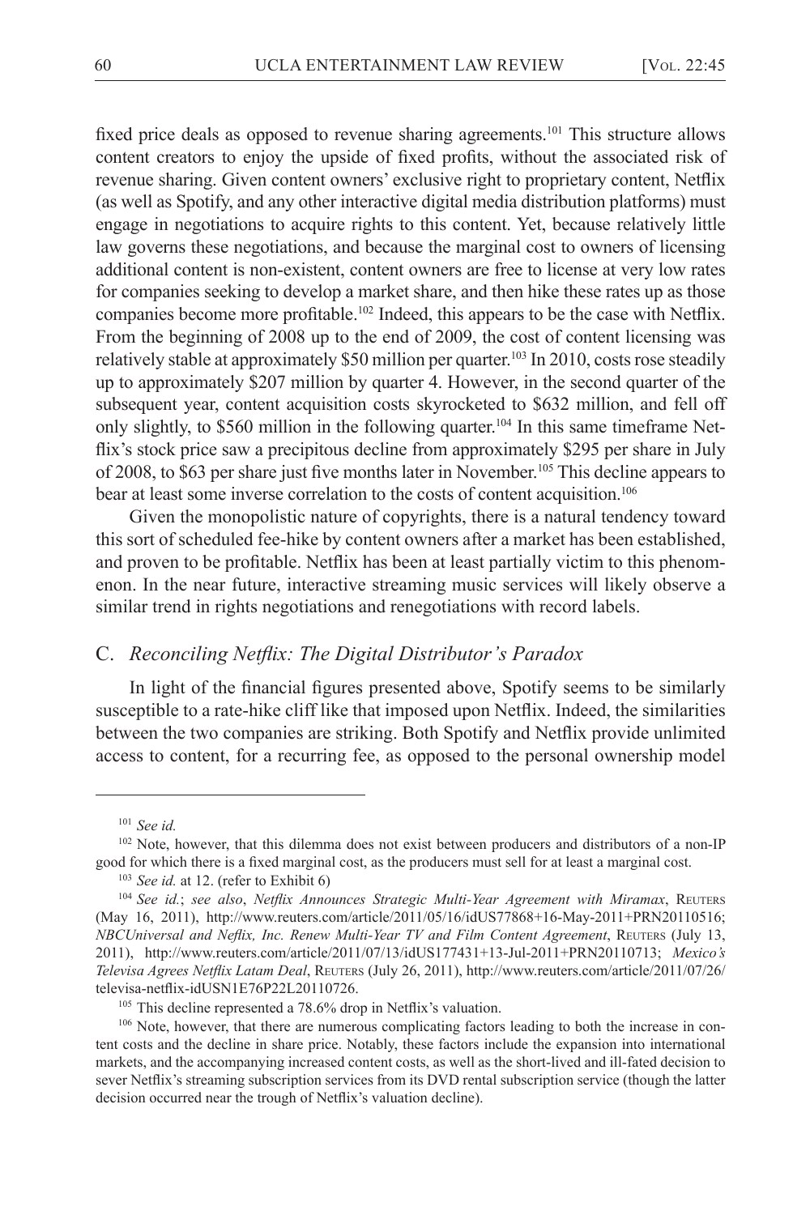fixed price deals as opposed to revenue sharing agreements.[101] This structure allows content creators to enjoy the upside of fixed profits, without the associated risk of revenue sharing. Given content owners' exclusive right to proprietary content, Netflix (as well as Spotify, and any other interactive digital media distribution platforms) must engage in negotiations to acquire rights to this content. Yet, because relatively little law governs these negotiations, and because the marginal cost to owners of licensing additional content is non-existent, content owners are free to license at very low rates for companies seeking to develop a market share, and then hike these rates up as those companies become more profitable.[102] Indeed, this appears to be the case with Netflix. From the beginning of 2008 up to the end of 2009, the cost of content licensing was relatively stable at approximately $50 million per quarter.[103] In 2010, costs rose steadily up to approximately $207 million by quarter 4. However, in the second quarter of the subsequent year, content acquisition costs skyrocketed to $632 million, and fell off only slightly, to $560 million in the following quarter.[104] In this same timeframe Netflix's stock price saw a precipitous decline from approximately $295 per share in July of 2008, to $63 per share just five months later in November.[105] This decline appears to bear at least some inverse correlation to the costs of content acquisition.[106]

Given the monopolistic nature of copyrights, there is a natural tendency toward this sort of scheduled fee-hike by content owners after a market has been established, and proven to be profitable. Netflix has been at least partially victim to this phenomenon. In the near future, interactive streaming music services will likely observe a similar trend in rights negotiations and renegotiations with record labels.

## C. *Reconciling Netflix: The Digital Distributor's Paradox*

In light of the financial figures presented above, Spotify seems to be similarly susceptible to a rate-hike cliff like that imposed upon Netflix. Indeed, the similarities between the two companies are striking. Both Spotify and Netflix provide unlimited access to content, for a recurring fee, as opposed to the personal ownership model

---

[101] *See id.*

[102] Note, however, that this dilemma does not exist between producers and distributors of a non-IP good for which there is a fixed marginal cost, as the producers must sell for at least a marginal cost.

[103] *See id.* at 12. (refer to Exhibit 6)

[104] *See id.*; *see also*, *Netflix Announces Strategic Multi-Year Agreement with Miramax*, Reuters (May 16, 2011), http://www.reuters.com/article/2011/05/16/idUS77868+16-May-2011+PRN20110516; *NBCUniversal and Neflix, Inc. Renew Multi-Year TV and Film Content Agreement*, Reuters (July 13, 2011), http://www.reuters.com/article/2011/07/13/idUS177431+13-Jul-2011+PRN20110713; *Mexico's Televisa Agrees Netflix Latam Deal*, Reuters (July 26, 2011), http://www.reuters.com/article/2011/07/26/televisa-netflix-idUSN1E76P22L20110726.

[105] This decline represented a 78.6% drop in Netflix's valuation.

[106] Note, however, that there are numerous complicating factors leading to both the increase in content costs and the decline in share price. Notably, these factors include the expansion into international markets, and the accompanying increased content costs, as well as the short-lived and ill-fated decision to sever Netflix's streaming subscription services from its DVD rental subscription service (though the latter decision occurred near the trough of Netflix's valuation decline).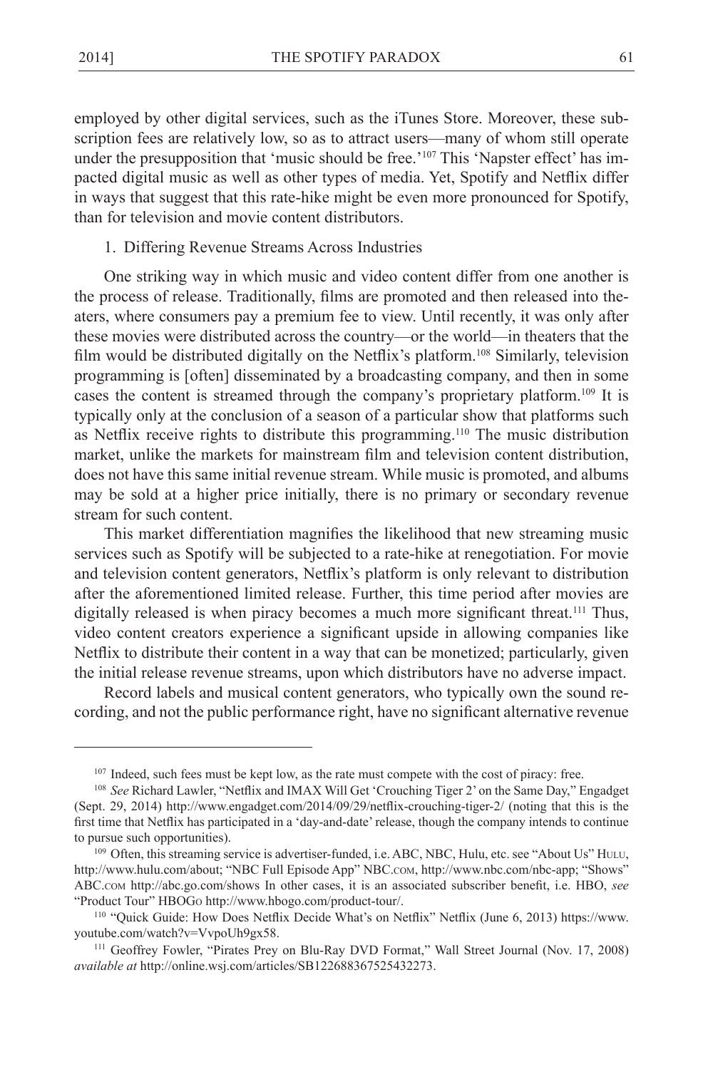employed by other digital services, such as the iTunes Store. Moreover, these subscription fees are relatively low, so as to attract users—many of whom still operate under the presupposition that 'music should be free.'[107] This 'Napster effect' has impacted digital music as well as other types of media. Yet, Spotify and Netflix differ in ways that suggest that this rate-hike might be even more pronounced for Spotify, than for television and movie content distributors.

1. Differing Revenue Streams Across Industries

One striking way in which music and video content differ from one another is the process of release. Traditionally, films are promoted and then released into theaters, where consumers pay a premium fee to view. Until recently, it was only after these movies were distributed across the country—or the world—in theaters that the film would be distributed digitally on the Netflix's platform.[108] Similarly, television programming is [often] disseminated by a broadcasting company, and then in some cases the content is streamed through the company's proprietary platform.[109] It is typically only at the conclusion of a season of a particular show that platforms such as Netflix receive rights to distribute this programming.[110] The music distribution market, unlike the markets for mainstream film and television content distribution, does not have this same initial revenue stream. While music is promoted, and albums may be sold at a higher price initially, there is no primary or secondary revenue stream for such content.

This market differentiation magnifies the likelihood that new streaming music services such as Spotify will be subjected to a rate-hike at renegotiation. For movie and television content generators, Netflix's platform is only relevant to distribution after the aforementioned limited release. Further, this time period after movies are digitally released is when piracy becomes a much more significant threat.[111] Thus, video content creators experience a significant upside in allowing companies like Netflix to distribute their content in a way that can be monetized; particularly, given the initial release revenue streams, upon which distributors have no adverse impact.

Record labels and musical content generators, who typically own the sound recording, and not the public performance right, have no significant alternative revenue

---

[107] Indeed, such fees must be kept low, as the rate must compete with the cost of piracy: free.

[108] *See* Richard Lawler, "Netflix and IMAX Will Get 'Crouching Tiger 2' on the Same Day," Engadget (Sept. 29, 2014) http://www.engadget.com/2014/09/29/netflix-crouching-tiger-2/ (noting that this is the first time that Netflix has participated in a 'day-and-date' release, though the company intends to continue to pursue such opportunities).

[109] Often, this streaming service is advertiser-funded, i.e. ABC, NBC, Hulu, etc. see "About Us" Hulu, http://www.hulu.com/about; "NBC Full Episode App" NBC.com, http://www.nbc.com/nbc-app; "Shows" ABC.com http://abc.go.com/shows In other cases, it is an associated subscriber benefit, i.e. HBO, *see* "Product Tour" HBOGo http://www.hbogo.com/product-tour/.

[110] "Quick Guide: How Does Netflix Decide What's on Netflix" Netflix (June 6, 2013) https://www.youtube.com/watch?v=VvpoUh9gx58.

[111] Geoffrey Fowler, "Pirates Prey on Blu-Ray DVD Format," Wall Street Journal (Nov. 17, 2008) *available at* http://online.wsj.com/articles/SB122688367525432273.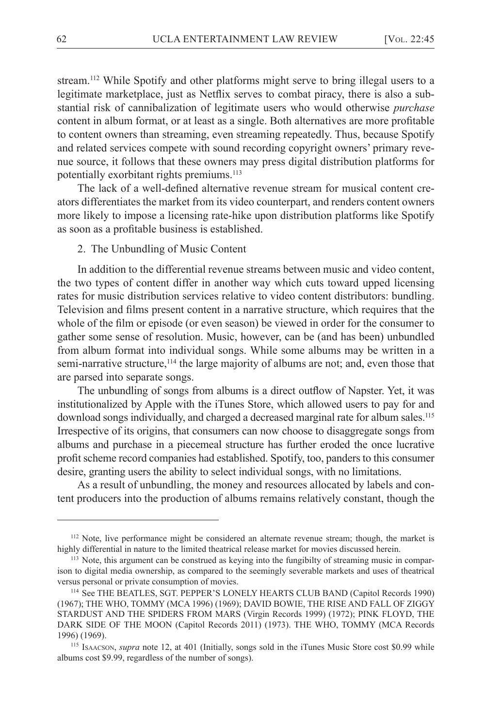stream.[112] While Spotify and other platforms might serve to bring illegal users to a legitimate marketplace, just as Netflix serves to combat piracy, there is also a substantial risk of cannibalization of legitimate users who would otherwise *purchase* content in album format, or at least as a single. Both alternatives are more profitable to content owners than streaming, even streaming repeatedly. Thus, because Spotify and related services compete with sound recording copyright owners' primary revenue source, it follows that these owners may press digital distribution platforms for potentially exorbitant rights premiums.[113]

The lack of a well-defined alternative revenue stream for musical content creators differentiates the market from its video counterpart, and renders content owners more likely to impose a licensing rate-hike upon distribution platforms like Spotify as soon as a profitable business is established.

2. The Unbundling of Music Content

In addition to the differential revenue streams between music and video content, the two types of content differ in another way which cuts toward upped licensing rates for music distribution services relative to video content distributors: bundling. Television and films present content in a narrative structure, which requires that the whole of the film or episode (or even season) be viewed in order for the consumer to gather some sense of resolution. Music, however, can be (and has been) unbundled from album format into individual songs. While some albums may be written in a semi-narrative structure,[114] the large majority of albums are not; and, even those that are parsed into separate songs.

The unbundling of songs from albums is a direct outflow of Napster. Yet, it was institutionalized by Apple with the iTunes Store, which allowed users to pay for and download songs individually, and charged a decreased marginal rate for album sales.[115] Irrespective of its origins, that consumers can now choose to disaggregate songs from albums and purchase in a piecemeal structure has further eroded the once lucrative profit scheme record companies had established. Spotify, too, panders to this consumer desire, granting users the ability to select individual songs, with no limitations.

As a result of unbundling, the money and resources allocated by labels and content producers into the production of albums remains relatively constant, though the

---

[112] Note, live performance might be considered an alternate revenue stream; though, the market is highly differential in nature to the limited theatrical release market for movies discussed herein.

[113] Note, this argument can be construed as keying into the fungibilty of streaming music in comparison to digital media ownership, as compared to the seemingly severable markets and uses of theatrical versus personal or private consumption of movies.

[114] See THE BEATLES, SGT. PEPPER'S LONELY HEARTS CLUB BAND (Capitol Records 1990) (1967); THE WHO, TOMMY (MCA 1996) (1969); DAVID BOWIE, THE RISE AND FALL OF ZIGGY STARDUST AND THE SPIDERS FROM MARS (Virgin Records 1999) (1972); PINK FLOYD, THE DARK SIDE OF THE MOON (Capitol Records 2011) (1973). THE WHO, TOMMY (MCA Records 1996) (1969).

[115] ISAACSON, *supra* note 12, at 401 (Initially, songs sold in the iTunes Music Store cost $0.99 while albums cost $9.99, regardless of the number of songs).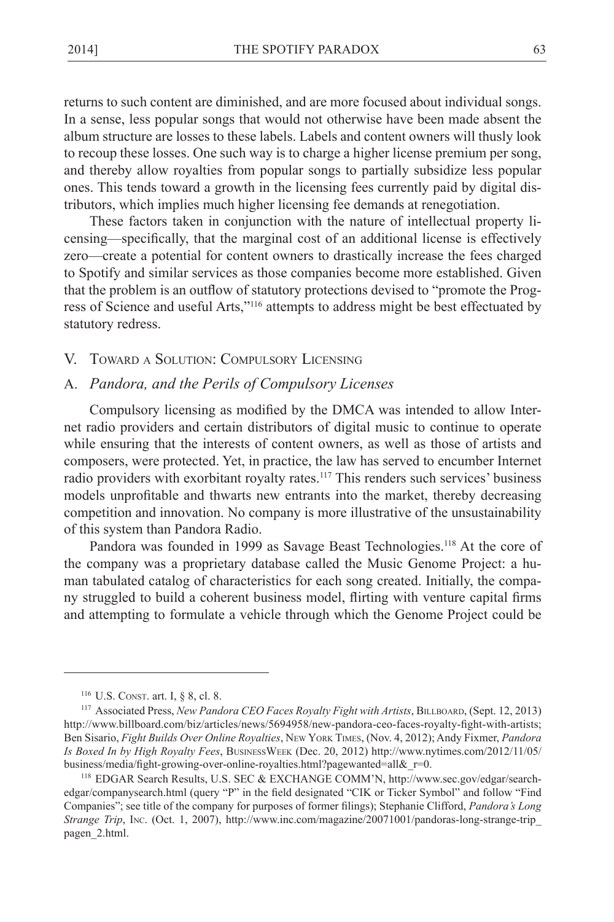returns to such content are diminished, and are more focused about individual songs. In a sense, less popular songs that would not otherwise have been made absent the album structure are losses to these labels. Labels and content owners will thusly look to recoup these losses. One such way is to charge a higher license premium per song, and thereby allow royalties from popular songs to partially subsidize less popular ones. This tends toward a growth in the licensing fees currently paid by digital distributors, which implies much higher licensing fee demands at renegotiation.

These factors taken in conjunction with the nature of intellectual property licensing—specifically, that the marginal cost of an additional license is effectively zero—create a potential for content owners to drastically increase the fees charged to Spotify and similar services as those companies become more established. Given that the problem is an outflow of statutory protections devised to "promote the Progress of Science and useful Arts,"[116] attempts to address might be best effectuated by statutory redress.

## V. Toward a Solution: Compulsory Licensing

### A. *Pandora, and the Perils of Compulsory Licenses*

Compulsory licensing as modified by the DMCA was intended to allow Internet radio providers and certain distributors of digital music to continue to operate while ensuring that the interests of content owners, as well as those of artists and composers, were protected. Yet, in practice, the law has served to encumber Internet radio providers with exorbitant royalty rates.[117] This renders such services' business models unprofitable and thwarts new entrants into the market, thereby decreasing competition and innovation. No company is more illustrative of the unsustainability of this system than Pandora Radio.

Pandora was founded in 1999 as Savage Beast Technologies.[118] At the core of the company was a proprietary database called the Music Genome Project: a human tabulated catalog of characteristics for each song created. Initially, the company struggled to build a coherent business model, flirting with venture capital firms and attempting to formulate a vehicle through which the Genome Project could be

---

[116] U.S. Const. art. I, § 8, cl. 8.

[117] Associated Press, *New Pandora CEO Faces Royalty Fight with Artists*, Billboard, (Sept. 12, 2013) http://www.billboard.com/biz/articles/news/5694958/new-pandora-ceo-faces-royalty-fight-with-artists; Ben Sisario, *Fight Builds Over Online Royalties*, New York Times, (Nov. 4, 2012); Andy Fixmer, *Pandora Is Boxed In by High Royalty Fees*, BusinessWeek (Dec. 20, 2012) http://www.nytimes.com/2012/11/05/business/media/fight-growing-over-online-royalties.html?pagewanted=all&_r=0.

[118] EDGAR Search Results, U.S. SEC & EXCHANGE COMM'N, http://www.sec.gov/edgar/searchedgar/companysearch.html (query "P" in the field designated "CIK or Ticker Symbol" and follow "Find Companies"; see title of the company for purposes of former filings); Stephanie Clifford, *Pandora's Long Strange Trip*, Inc. (Oct. 1, 2007), http://www.inc.com/magazine/20071001/pandoras-long-strange-trip_pagen_2.html.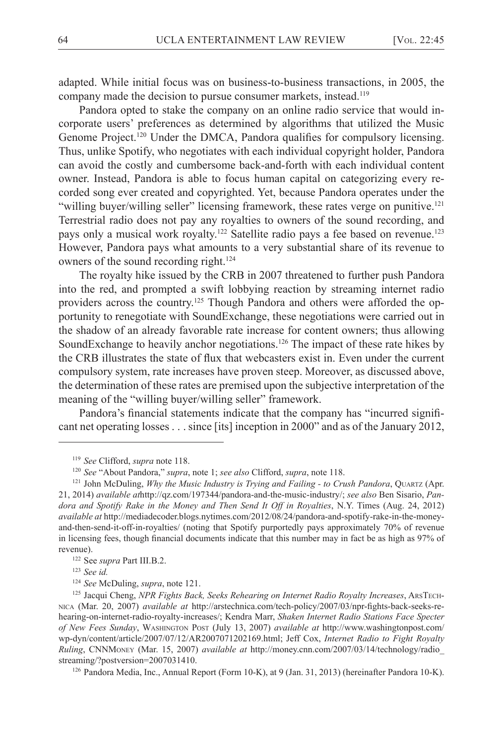adapted. While initial focus was on business-to-business transactions, in 2005, the company made the decision to pursue consumer markets, instead.[119]

Pandora opted to stake the company on an online radio service that would incorporate users' preferences as determined by algorithms that utilized the Music Genome Project.[120] Under the DMCA, Pandora qualifies for compulsory licensing. Thus, unlike Spotify, who negotiates with each individual copyright holder, Pandora can avoid the costly and cumbersome back-and-forth with each individual content owner. Instead, Pandora is able to focus human capital on categorizing every recorded song ever created and copyrighted. Yet, because Pandora operates under the "willing buyer/willing seller" licensing framework, these rates verge on punitive.[121] Terrestrial radio does not pay any royalties to owners of the sound recording, and pays only a musical work royalty.[122] Satellite radio pays a fee based on revenue.[123] However, Pandora pays what amounts to a very substantial share of its revenue to owners of the sound recording right.[124]

The royalty hike issued by the CRB in 2007 threatened to further push Pandora into the red, and prompted a swift lobbying reaction by streaming internet radio providers across the country.[125] Though Pandora and others were afforded the opportunity to renegotiate with SoundExchange, these negotiations were carried out in the shadow of an already favorable rate increase for content owners; thus allowing SoundExchange to heavily anchor negotiations.[126] The impact of these rate hikes by the CRB illustrates the state of flux that webcasters exist in. Even under the current compulsory system, rate increases have proven steep. Moreover, as discussed above, the determination of these rates are premised upon the subjective interpretation of the meaning of the "willing buyer/willing seller" framework.

Pandora's financial statements indicate that the company has "incurred significant net operating losses . . . since [its] inception in 2000" and as of the January 2012,

---

[119] *See* Clifford, *supra* note 118.

[120] *See* "About Pandora," *supra*, note 1; *see also* Clifford, *supra*, note 118.

[121] John McDuling, *Why the Music Industry is Trying and Failing - to Crush Pandora*, Quartz (Apr. 21, 2014) *available at*http://qz.com/197344/pandora-and-the-music-industry/; *see also* Ben Sisario, *Pandora and Spotify Rake in the Money and Then Send It Off in Royalties*, N.Y. Times (Aug. 24, 2012) *available at* http://mediadecoder.blogs.nytimes.com/2012/08/24/pandora-and-spotify-rake-in-the-money-and-then-send-it-off-in-royalties/ (noting that Spotify purportedly pays approximately 70% of revenue in licensing fees, though financial documents indicate that this number may in fact be as high as 97% of revenue).

[122] See *supra* Part III.B.2.

[123] *See id.*

[124] *See* McDuling, *supra*, note 121.

[125] Jacqui Cheng, *NPR Fights Back, Seeks Rehearing on Internet Radio Royalty Increases*, ArsTechnica (Mar. 20, 2007) *available at* http://arstechnica.com/tech-policy/2007/03/npr-fights-back-seeks-rehearing-on-internet-radio-royalty-increases/; Kendra Marr, *Shaken Internet Radio Stations Face Specter of New Fees Sunday*, Washington Post (July 13, 2007) *available at* http://www.washingtonpost.com/wp-dyn/content/article/2007/07/12/AR2007071202169.html; Jeff Cox, *Internet Radio to Fight Royalty Ruling*, CNNMoney (Mar. 15, 2007) *available at* http://money.cnn.com/2007/03/14/technology/radio_streaming/?postversion=2007031410.

[126] Pandora Media, Inc., Annual Report (Form 10-K), at 9 (Jan. 31, 2013) (hereinafter Pandora 10-K).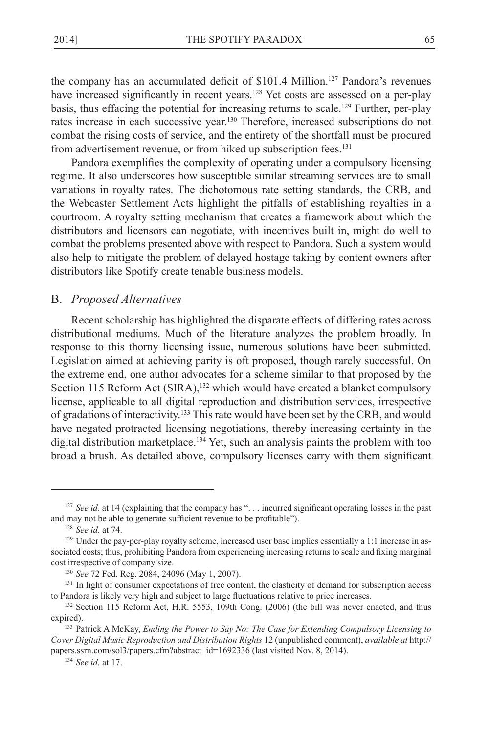the company has an accumulated deficit of $101.4 Million.[127] Pandora's revenues have increased significantly in recent years.[128] Yet costs are assessed on a per-play basis, thus effacing the potential for increasing returns to scale.[129] Further, per-play rates increase in each successive year.[130] Therefore, increased subscriptions do not combat the rising costs of service, and the entirety of the shortfall must be procured from advertisement revenue, or from hiked up subscription fees.[131]

Pandora exemplifies the complexity of operating under a compulsory licensing regime. It also underscores how susceptible similar streaming services are to small variations in royalty rates. The dichotomous rate setting standards, the CRB, and the Webcaster Settlement Acts highlight the pitfalls of establishing royalties in a courtroom. A royalty setting mechanism that creates a framework about which the distributors and licensors can negotiate, with incentives built in, might do well to combat the problems presented above with respect to Pandora. Such a system would also help to mitigate the problem of delayed hostage taking by content owners after distributors like Spotify create tenable business models.

## B. *Proposed Alternatives*

Recent scholarship has highlighted the disparate effects of differing rates across distributional mediums. Much of the literature analyzes the problem broadly. In response to this thorny licensing issue, numerous solutions have been submitted. Legislation aimed at achieving parity is oft proposed, though rarely successful. On the extreme end, one author advocates for a scheme similar to that proposed by the Section 115 Reform Act (SIRA),[132] which would have created a blanket compulsory license, applicable to all digital reproduction and distribution services, irrespective of gradations of interactivity.[133] This rate would have been set by the CRB, and would have negated protracted licensing negotiations, thereby increasing certainty in the digital distribution marketplace.[134] Yet, such an analysis paints the problem with too broad a brush. As detailed above, compulsory licenses carry with them significant

---

[127] *See id.* at 14 (explaining that the company has ". . . incurred significant operating losses in the past and may not be able to generate sufficient revenue to be profitable").

[128] *See id.* at 74.

[129] Under the pay-per-play royalty scheme, increased user base implies essentially a 1:1 increase in associated costs; thus, prohibiting Pandora from experiencing increasing returns to scale and fixing marginal cost irrespective of company size.

[130] *See* 72 Fed. Reg. 2084, 24096 (May 1, 2007).

[131] In light of consumer expectations of free content, the elasticity of demand for subscription access to Pandora is likely very high and subject to large fluctuations relative to price increases.

[132] Section 115 Reform Act, H.R. 5553, 109th Cong. (2006) (the bill was never enacted, and thus expired).

[133] Patrick A McKay, *Ending the Power to Say No: The Case for Extending Compulsory Licensing to Cover Digital Music Reproduction and Distribution Rights* 12 (unpublished comment), *available at* http://papers.ssrn.com/sol3/papers.cfm?abstract_id=1692336 (last visited Nov. 8, 2014).

[134] *See id.* at 17.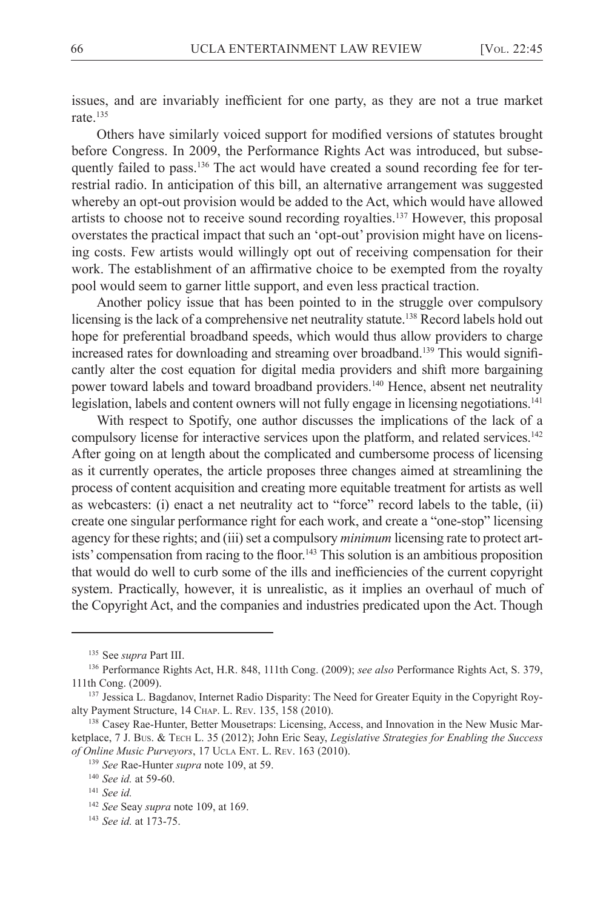issues, and are invariably inefficient for one party, as they are not a true market rate.[135]

Others have similarly voiced support for modified versions of statutes brought before Congress. In 2009, the Performance Rights Act was introduced, but subsequently failed to pass.[136] The act would have created a sound recording fee for terrestrial radio. In anticipation of this bill, an alternative arrangement was suggested whereby an opt-out provision would be added to the Act, which would have allowed artists to choose not to receive sound recording royalties.[137] However, this proposal overstates the practical impact that such an 'opt-out' provision might have on licensing costs. Few artists would willingly opt out of receiving compensation for their work. The establishment of an affirmative choice to be exempted from the royalty pool would seem to garner little support, and even less practical traction.

Another policy issue that has been pointed to in the struggle over compulsory licensing is the lack of a comprehensive net neutrality statute.[138] Record labels hold out hope for preferential broadband speeds, which would thus allow providers to charge increased rates for downloading and streaming over broadband.[139] This would significantly alter the cost equation for digital media providers and shift more bargaining power toward labels and toward broadband providers.[140] Hence, absent net neutrality legislation, labels and content owners will not fully engage in licensing negotiations.[141]

With respect to Spotify, one author discusses the implications of the lack of a compulsory license for interactive services upon the platform, and related services.[142] After going on at length about the complicated and cumbersome process of licensing as it currently operates, the article proposes three changes aimed at streamlining the process of content acquisition and creating more equitable treatment for artists as well as webcasters: (i) enact a net neutrality act to "force" record labels to the table, (ii) create one singular performance right for each work, and create a "one-stop" licensing agency for these rights; and (iii) set a compulsory *minimum* licensing rate to protect artists' compensation from racing to the floor.[143] This solution is an ambitious proposition that would do well to curb some of the ills and inefficiencies of the current copyright system. Practically, however, it is unrealistic, as it implies an overhaul of much of the Copyright Act, and the companies and industries predicated upon the Act. Though

---

[135] See *supra* Part III.

[136] Performance Rights Act, H.R. 848, 111th Cong. (2009); *see also* Performance Rights Act, S. 379, 111th Cong. (2009).

[137] Jessica L. Bagdanov, Internet Radio Disparity: The Need for Greater Equity in the Copyright Royalty Payment Structure, 14 Chap. L. Rev. 135, 158 (2010).

[138] Casey Rae-Hunter, Better Mousetraps: Licensing, Access, and Innovation in the New Music Marketplace, 7 J. Bus. & Tech L. 35 (2012); John Eric Seay, *Legislative Strategies for Enabling the Success of Online Music Purveyors*, 17 Ucla Ent. L. Rev. 163 (2010).

[139] *See* Rae-Hunter *supra* note 109, at 59.

[140] *See id.* at 59-60.

[141] *See id.*

[142] *See* Seay *supra* note 109, at 169.

[143] *See id.* at 173-75.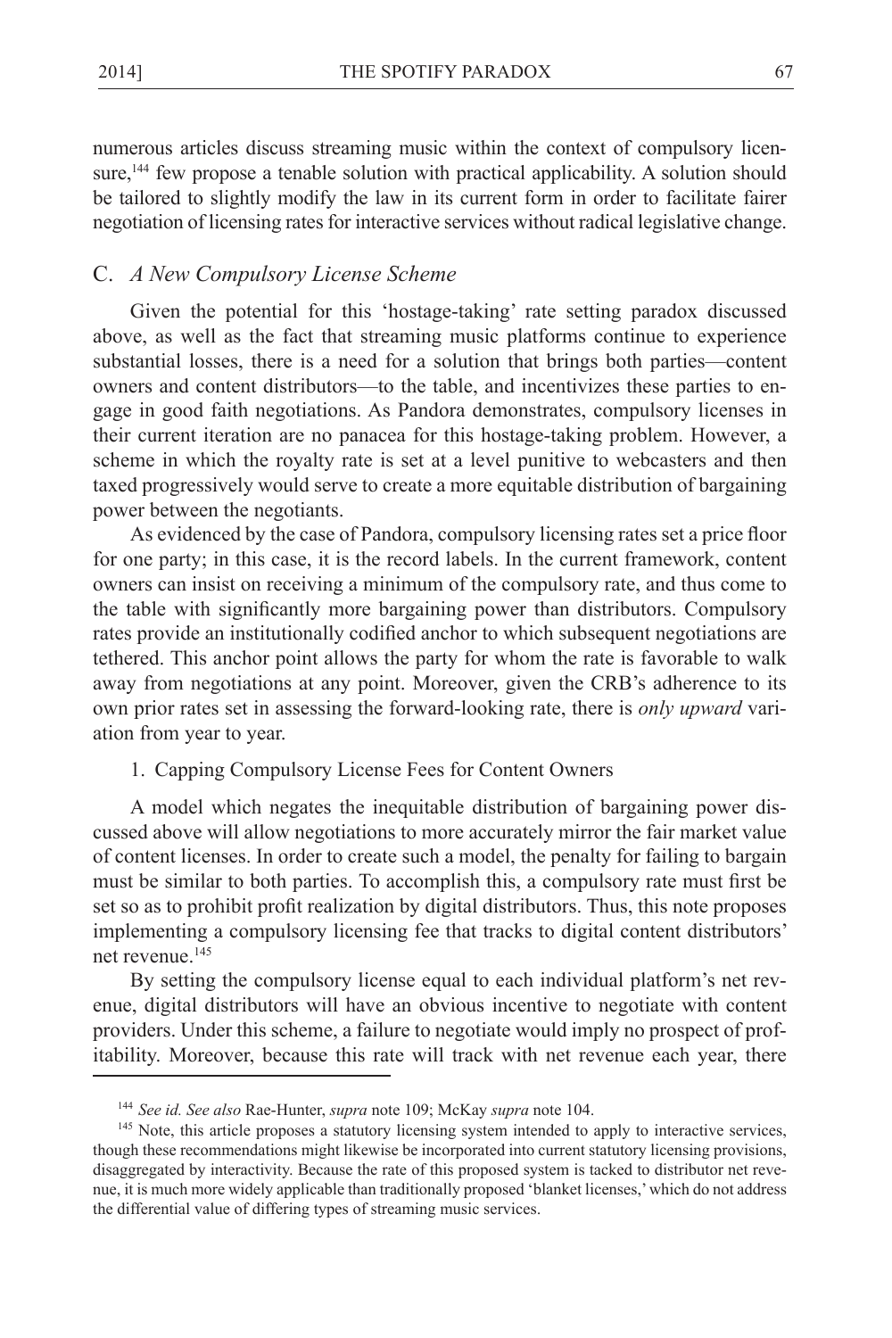numerous articles discuss streaming music within the context of compulsory licensure,[144] few propose a tenable solution with practical applicability. A solution should be tailored to slightly modify the law in its current form in order to facilitate fairer negotiation of licensing rates for interactive services without radical legislative change.

### C. *A New Compulsory License Scheme*

Given the potential for this 'hostage-taking' rate setting paradox discussed above, as well as the fact that streaming music platforms continue to experience substantial losses, there is a need for a solution that brings both parties—content owners and content distributors—to the table, and incentivizes these parties to engage in good faith negotiations. As Pandora demonstrates, compulsory licenses in their current iteration are no panacea for this hostage-taking problem. However, a scheme in which the royalty rate is set at a level punitive to webcasters and then taxed progressively would serve to create a more equitable distribution of bargaining power between the negotiants.

As evidenced by the case of Pandora, compulsory licensing rates set a price floor for one party; in this case, it is the record labels. In the current framework, content owners can insist on receiving a minimum of the compulsory rate, and thus come to the table with significantly more bargaining power than distributors. Compulsory rates provide an institutionally codified anchor to which subsequent negotiations are tethered. This anchor point allows the party for whom the rate is favorable to walk away from negotiations at any point. Moreover, given the CRB's adherence to its own prior rates set in assessing the forward-looking rate, there is *only upward* variation from year to year.

#### 1. Capping Compulsory License Fees for Content Owners

A model which negates the inequitable distribution of bargaining power discussed above will allow negotiations to more accurately mirror the fair market value of content licenses. In order to create such a model, the penalty for failing to bargain must be similar to both parties. To accomplish this, a compulsory rate must first be set so as to prohibit profit realization by digital distributors. Thus, this note proposes implementing a compulsory licensing fee that tracks to digital content distributors' net revenue.[145]

By setting the compulsory license equal to each individual platform's net revenue, digital distributors will have an obvious incentive to negotiate with content providers. Under this scheme, a failure to negotiate would imply no prospect of profitability. Moreover, because this rate will track with net revenue each year, there

---

[144] *See id. See also* Rae-Hunter, *supra* note 109; McKay *supra* note 104.

[145] Note, this article proposes a statutory licensing system intended to apply to interactive services, though these recommendations might likewise be incorporated into current statutory licensing provisions, disaggregated by interactivity. Because the rate of this proposed system is tacked to distributor net revenue, it is much more widely applicable than traditionally proposed 'blanket licenses,' which do not address the differential value of differing types of streaming music services.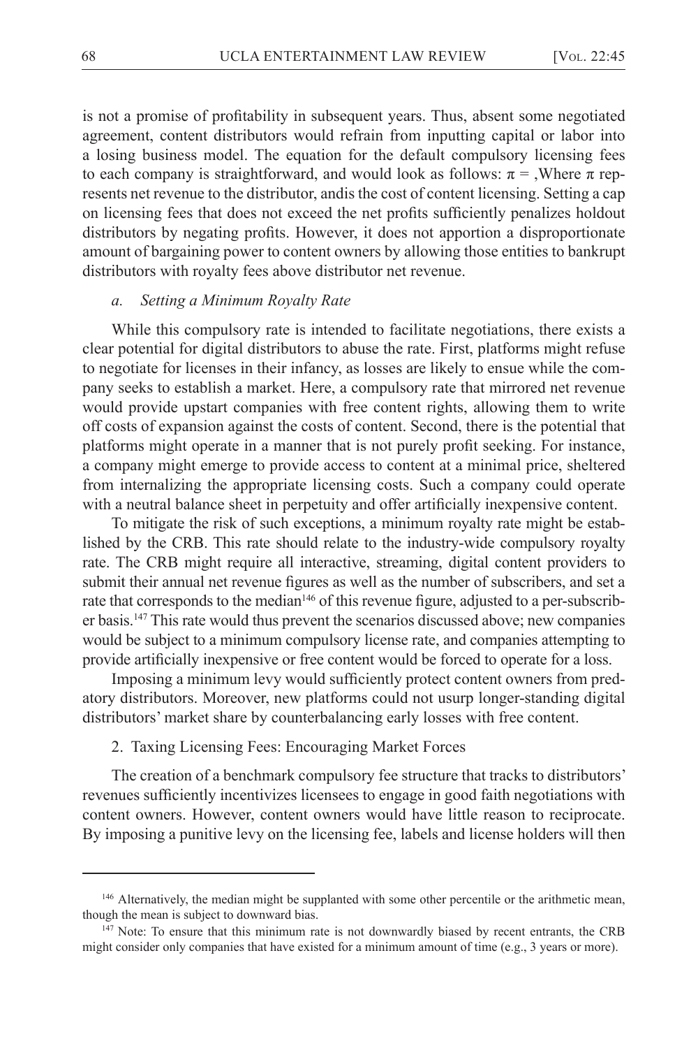is not a promise of profitability in subsequent years. Thus, absent some negotiated agreement, content distributors would refrain from inputting capital or labor into a losing business model. The equation for the default compulsory licensing fees to each company is straightforward, and would look as follows: $\pi$ = ,Where $\pi$ represents net revenue to the distributor, andis the cost of content licensing. Setting a cap on licensing fees that does not exceed the net profits sufficiently penalizes holdout distributors by negating profits. However, it does not apportion a disproportionate amount of bargaining power to content owners by allowing those entities to bankrupt distributors with royalty fees above distributor net revenue.

*a. Setting a Minimum Royalty Rate*

While this compulsory rate is intended to facilitate negotiations, there exists a clear potential for digital distributors to abuse the rate. First, platforms might refuse to negotiate for licenses in their infancy, as losses are likely to ensue while the company seeks to establish a market. Here, a compulsory rate that mirrored net revenue would provide upstart companies with free content rights, allowing them to write off costs of expansion against the costs of content. Second, there is the potential that platforms might operate in a manner that is not purely profit seeking. For instance, a company might emerge to provide access to content at a minimal price, sheltered from internalizing the appropriate licensing costs. Such a company could operate with a neutral balance sheet in perpetuity and offer artificially inexpensive content.

To mitigate the risk of such exceptions, a minimum royalty rate might be established by the CRB. This rate should relate to the industry-wide compulsory royalty rate. The CRB might require all interactive, streaming, digital content providers to submit their annual net revenue figures as well as the number of subscribers, and set a rate that corresponds to the median[146] of this revenue figure, adjusted to a per-subscriber basis.[147] This rate would thus prevent the scenarios discussed above; new companies would be subject to a minimum compulsory license rate, and companies attempting to provide artificially inexpensive or free content would be forced to operate for a loss.

Imposing a minimum levy would sufficiently protect content owners from predatory distributors. Moreover, new platforms could not usurp longer-standing digital distributors' market share by counterbalancing early losses with free content.

2. Taxing Licensing Fees: Encouraging Market Forces

The creation of a benchmark compulsory fee structure that tracks to distributors' revenues sufficiently incentivizes licensees to engage in good faith negotiations with content owners. However, content owners would have little reason to reciprocate. By imposing a punitive levy on the licensing fee, labels and license holders will then

---

[146] Alternatively, the median might be supplanted with some other percentile or the arithmetic mean, though the mean is subject to downward bias.

[147] Note: To ensure that this minimum rate is not downwardly biased by recent entrants, the CRB might consider only companies that have existed for a minimum amount of time (e.g., 3 years or more).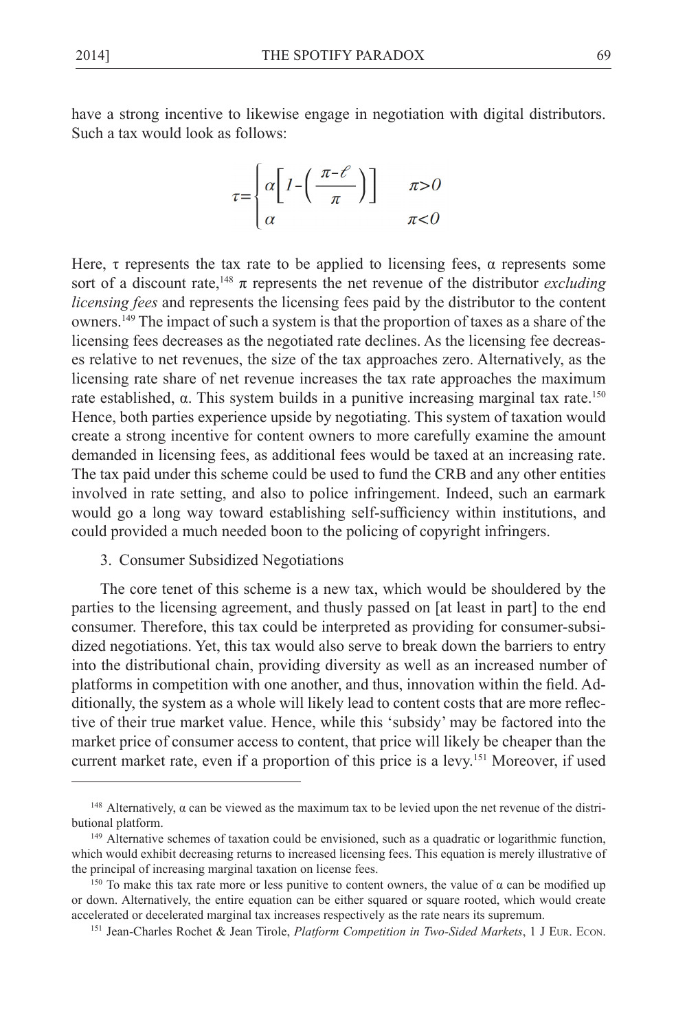have a strong incentive to likewise engage in negotiation with digital distributors. Such a tax would look as follows:

$$\tau = \begin{cases} \alpha\left[1-\left(\frac{\pi-\ell}{\pi}\right)\right] & \pi>0 \\ \alpha & \pi<0 \end{cases}$$

Here, $\tau$ represents the tax rate to be applied to licensing fees, $\alpha$ represents some sort of a discount rate,[148] $\pi$ represents the net revenue of the distributor *excluding licensing fees* and represents the licensing fees paid by the distributor to the content owners.[149] The impact of such a system is that the proportion of taxes as a share of the licensing fees decreases as the negotiated rate declines. As the licensing fee decreases relative to net revenues, the size of the tax approaches zero. Alternatively, as the licensing rate share of net revenue increases the tax rate approaches the maximum rate established, $\alpha$. This system builds in a punitive increasing marginal tax rate.[150] Hence, both parties experience upside by negotiating. This system of taxation would create a strong incentive for content owners to more carefully examine the amount demanded in licensing fees, as additional fees would be taxed at an increasing rate. The tax paid under this scheme could be used to fund the CRB and any other entities involved in rate setting, and also to police infringement. Indeed, such an earmark would go a long way toward establishing self-sufficiency within institutions, and could provided a much needed boon to the policing of copyright infringers.

3. Consumer Subsidized Negotiations

The core tenet of this scheme is a new tax, which would be shouldered by the parties to the licensing agreement, and thusly passed on [at least in part] to the end consumer. Therefore, this tax could be interpreted as providing for consumer-subsidized negotiations. Yet, this tax would also serve to break down the barriers to entry into the distributional chain, providing diversity as well as an increased number of platforms in competition with one another, and thus, innovation within the field. Additionally, the system as a whole will likely lead to content costs that are more reflective of their true market value. Hence, while this 'subsidy' may be factored into the market price of consumer access to content, that price will likely be cheaper than the current market rate, even if a proportion of this price is a levy.[151] Moreover, if used

---

[148] Alternatively, $\alpha$ can be viewed as the maximum tax to be levied upon the net revenue of the distributional platform.

[149] Alternative schemes of taxation could be envisioned, such as a quadratic or logarithmic function, which would exhibit decreasing returns to increased licensing fees. This equation is merely illustrative of the principal of increasing marginal taxation on license fees.

[150] To make this tax rate more or less punitive to content owners, the value of $\alpha$ can be modified up or down. Alternatively, the entire equation can be either squared or square rooted, which would create accelerated or decelerated marginal tax increases respectively as the rate nears its supremum.

[151] Jean-Charles Rochet & Jean Tirole, *Platform Competition in Two-Sided Markets*, 1 J Eur. Econ.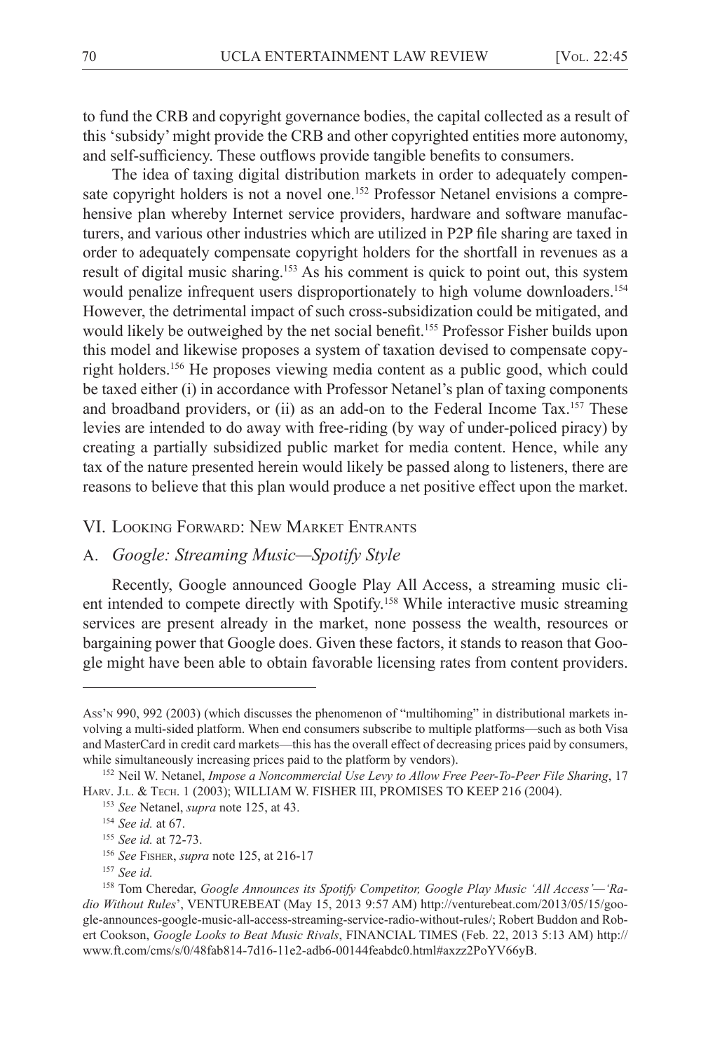to fund the CRB and copyright governance bodies, the capital collected as a result of this 'subsidy' might provide the CRB and other copyrighted entities more autonomy, and self-sufficiency. These outflows provide tangible benefits to consumers.

The idea of taxing digital distribution markets in order to adequately compensate copyright holders is not a novel one.[152] Professor Netanel envisions a comprehensive plan whereby Internet service providers, hardware and software manufacturers, and various other industries which are utilized in P2P file sharing are taxed in order to adequately compensate copyright holders for the shortfall in revenues as a result of digital music sharing.[153] As his comment is quick to point out, this system would penalize infrequent users disproportionately to high volume downloaders.[154] However, the detrimental impact of such cross-subsidization could be mitigated, and would likely be outweighed by the net social benefit.[155] Professor Fisher builds upon this model and likewise proposes a system of taxation devised to compensate copyright holders.[156] He proposes viewing media content as a public good, which could be taxed either (i) in accordance with Professor Netanel's plan of taxing components and broadband providers, or (ii) as an add-on to the Federal Income Tax.[157] These levies are intended to do away with free-riding (by way of under-policed piracy) by creating a partially subsidized public market for media content. Hence, while any tax of the nature presented herein would likely be passed along to listeners, there are reasons to believe that this plan would produce a net positive effect upon the market.

## VI. Looking Forward: New Market Entrants

### A. *Google: Streaming Music—Spotify Style*

Recently, Google announced Google Play All Access, a streaming music client intended to compete directly with Spotify.[158] While interactive music streaming services are present already in the market, none possess the wealth, resources or bargaining power that Google does. Given these factors, it stands to reason that Google might have been able to obtain favorable licensing rates from content providers.

---

Ass'n 990, 992 (2003) (which discusses the phenomenon of "multihoming" in distributional markets involving a multi-sided platform. When end consumers subscribe to multiple platforms—such as both Visa and MasterCard in credit card markets—this has the overall effect of decreasing prices paid by consumers, while simultaneously increasing prices paid to the platform by vendors).

[152] Neil W. Netanel, *Impose a Noncommercial Use Levy to Allow Free Peer-To-Peer File Sharing*, 17 Harv. J.L. & Tech. 1 (2003); WILLIAM W. FISHER III, PROMISES TO KEEP 216 (2004).

[153] *See* Netanel, *supra* note 125, at 43.

[154] *See id.* at 67.

[155] *See id.* at 72-73.

[156] *See* Fisher, *supra* note 125, at 216-17

[157] *See id.*

[158] Tom Cheredar, *Google Announces its Spotify Competitor, Google Play Music 'All Access'—'Radio Without Rules'*, VENTUREBEAT (May 15, 2013 9:57 AM) http://venturebeat.com/2013/05/15/google-announces-google-music-all-access-streaming-service-radio-without-rules/; Robert Buddon and Robert Cookson, *Google Looks to Beat Music Rivals*, FINANCIAL TIMES (Feb. 22, 2013 5:13 AM) http://www.ft.com/cms/s/0/48fab814-7d16-11e2-adb6-00144feabdc0.html#axzz2PoYV66yB.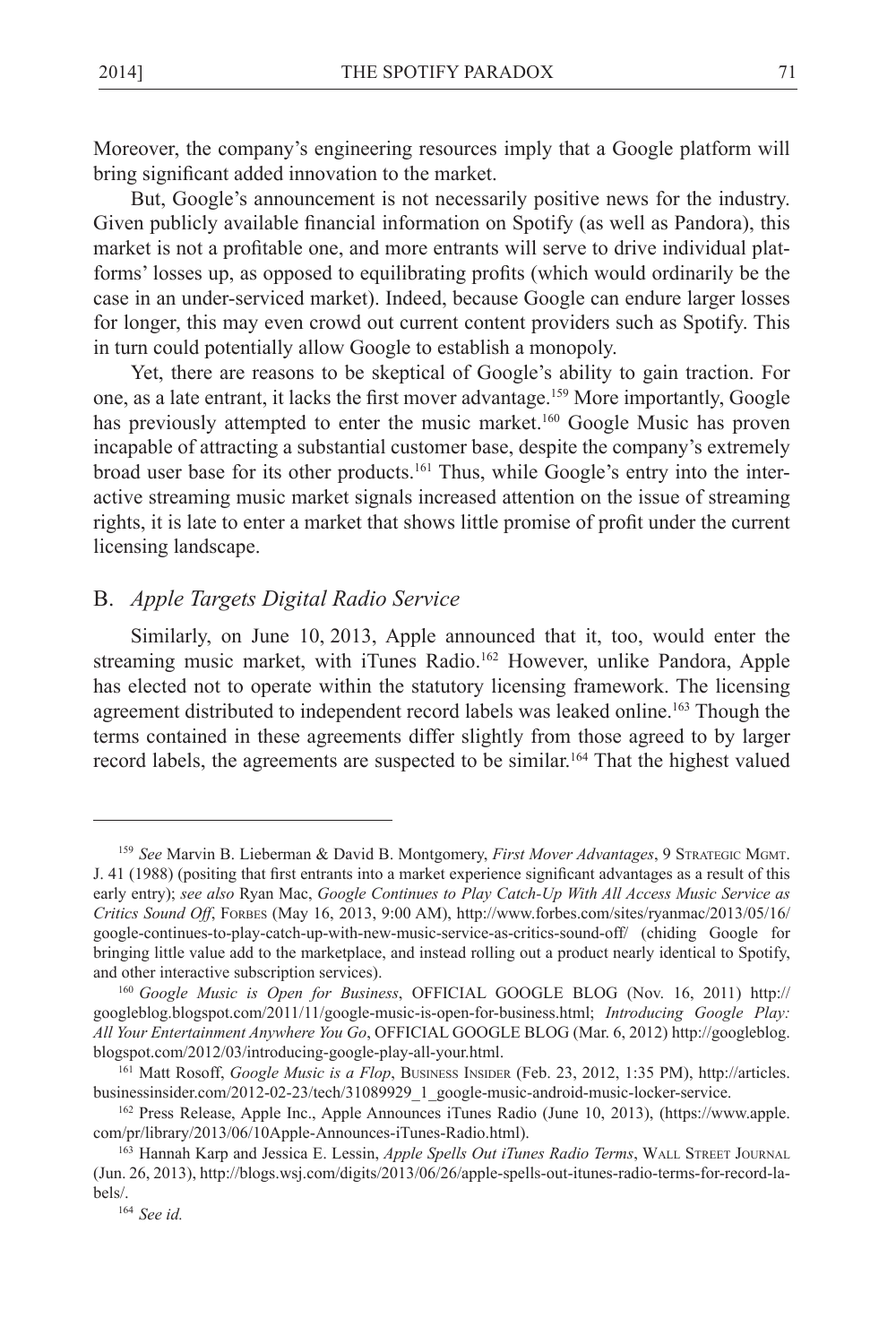Moreover, the company's engineering resources imply that a Google platform will bring significant added innovation to the market.

But, Google's announcement is not necessarily positive news for the industry. Given publicly available financial information on Spotify (as well as Pandora), this market is not a profitable one, and more entrants will serve to drive individual platforms' losses up, as opposed to equilibrating profits (which would ordinarily be the case in an under-serviced market). Indeed, because Google can endure larger losses for longer, this may even crowd out current content providers such as Spotify. This in turn could potentially allow Google to establish a monopoly.

Yet, there are reasons to be skeptical of Google's ability to gain traction. For one, as a late entrant, it lacks the first mover advantage.[159] More importantly, Google has previously attempted to enter the music market.[160] Google Music has proven incapable of attracting a substantial customer base, despite the company's extremely broad user base for its other products.[161] Thus, while Google's entry into the interactive streaming music market signals increased attention on the issue of streaming rights, it is late to enter a market that shows little promise of profit under the current licensing landscape.

## B. *Apple Targets Digital Radio Service*

Similarly, on June 10, 2013, Apple announced that it, too, would enter the streaming music market, with iTunes Radio.[162] However, unlike Pandora, Apple has elected not to operate within the statutory licensing framework. The licensing agreement distributed to independent record labels was leaked online.[163] Though the terms contained in these agreements differ slightly from those agreed to by larger record labels, the agreements are suspected to be similar.[164] That the highest valued

---

[159] *See* Marvin B. Lieberman & David B. Montgomery, *First Mover Advantages*, 9 STRATEGIC MGMT. J. 41 (1988) (positing that first entrants into a market experience significant advantages as a result of this early entry); *see also* Ryan Mac, *Google Continues to Play Catch-Up With All Access Music Service as Critics Sound Off*, FORBES (May 16, 2013, 9:00 AM), http://www.forbes.com/sites/ryanmac/2013/05/16/google-continues-to-play-catch-up-with-new-music-service-as-critics-sound-off/ (chiding Google for bringing little value add to the marketplace, and instead rolling out a product nearly identical to Spotify, and other interactive subscription services).

[160] *Google Music is Open for Business*, OFFICIAL GOOGLE BLOG (Nov. 16, 2011) http://googleblog.blogspot.com/2011/11/google-music-is-open-for-business.html; *Introducing Google Play: All Your Entertainment Anywhere You Go*, OFFICIAL GOOGLE BLOG (Mar. 6, 2012) http://googleblog.blogspot.com/2012/03/introducing-google-play-all-your.html.

[161] Matt Rosoff, *Google Music is a Flop*, BUSINESS INSIDER (Feb. 23, 2012, 1:35 PM), http://articles.businessinsider.com/2012-02-23/tech/31089929_1_google-music-android-music-locker-service.

[162] Press Release, Apple Inc., Apple Announces iTunes Radio (June 10, 2013), (https://www.apple.com/pr/library/2013/06/10Apple-Announces-iTunes-Radio.html).

[163] Hannah Karp and Jessica E. Lessin, *Apple Spells Out iTunes Radio Terms*, WALL STREET JOURNAL (Jun. 26, 2013), http://blogs.wsj.com/digits/2013/06/26/apple-spells-out-itunes-radio-terms-for-record-labels/.

[164] *See id.*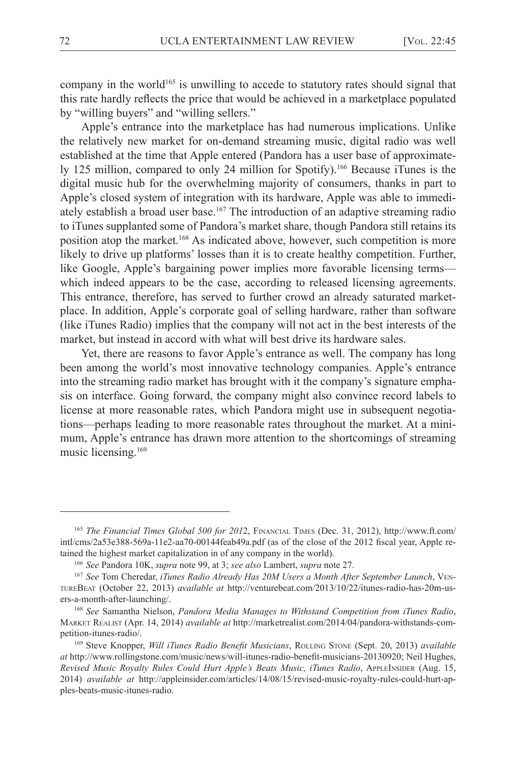company in the world[165] is unwilling to accede to statutory rates should signal that this rate hardly reflects the price that would be achieved in a marketplace populated by "willing buyers" and "willing sellers."

Apple's entrance into the marketplace has had numerous implications. Unlike the relatively new market for on-demand streaming music, digital radio was well established at the time that Apple entered (Pandora has a user base of approximately 125 million, compared to only 24 million for Spotify).[166] Because iTunes is the digital music hub for the overwhelming majority of consumers, thanks in part to Apple's closed system of integration with its hardware, Apple was able to immediately establish a broad user base.[167] The introduction of an adaptive streaming radio to iTunes supplanted some of Pandora's market share, though Pandora still retains its position atop the market.[168] As indicated above, however, such competition is more likely to drive up platforms' losses than it is to create healthy competition. Further, like Google, Apple's bargaining power implies more favorable licensing terms—which indeed appears to be the case, according to released licensing agreements. This entrance, therefore, has served to further crowd an already saturated marketplace. In addition, Apple's corporate goal of selling hardware, rather than software (like iTunes Radio) implies that the company will not act in the best interests of the market, but instead in accord with what will best drive its hardware sales.

Yet, there are reasons to favor Apple's entrance as well. The company has long been among the world's most innovative technology companies. Apple's entrance into the streaming radio market has brought with it the company's signature emphasis on interface. Going forward, the company might also convince record labels to license at more reasonable rates, which Pandora might use in subsequent negotiations—perhaps leading to more reasonable rates throughout the market. At a minimum, Apple's entrance has drawn more attention to the shortcomings of streaming music licensing.[169]

---

[165] *The Financial Times Global 500 for 2012*, Financial Times (Dec. 31, 2012), http://www.ft.com/intl/cms/2a53e388-569a-11e2-aa70-00144feab49a.pdf (as of the close of the 2012 fiscal year, Apple retained the highest market capitalization in of any company in the world).

[166] *See* Pandora 10K, *supra* note 99, at 3; *see also* Lambert, *supra* note 27.

[167] *See* Tom Cheredar, *iTunes Radio Already Has 20M Users a Month After September Launch*, VentureBeat (October 22, 2013) *available at* http://venturebeat.com/2013/10/22/itunes-radio-has-20m-users-a-month-after-launching/.

[168] *See* Samantha Nielson, *Pandora Media Manages to Withstand Competition from iTunes Radio*, Market Realist (Apr. 14, 2014) *available at* http://marketrealist.com/2014/04/pandora-withstands-competition-itunes-radio/.

[169] Steve Knopper, *Will iTunes Radio Benefit Musicians*, Rolling Stone (Sept. 20, 2013) *available at* http://www.rollingstone.com/music/news/will-itunes-radio-benefit-musicians-20130920; Neil Hughes, *Revised Music Royalty Rules Could Hurt Apple's Beats Music, iTunes Radio*, AppleInsider (Aug. 15, 2014) *available at* http://appleinsider.com/articles/14/08/15/revised-music-royalty-rules-could-hurt-apples-beats-music-itunes-radio.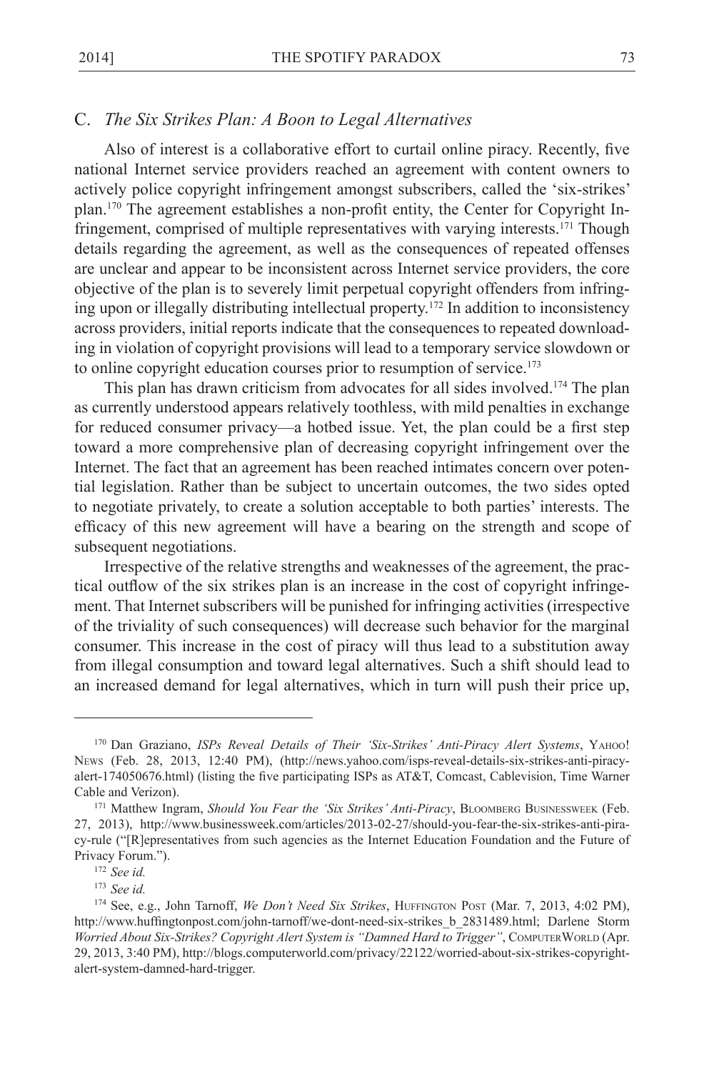### C. *The Six Strikes Plan: A Boon to Legal Alternatives*

Also of interest is a collaborative effort to curtail online piracy. Recently, five national Internet service providers reached an agreement with content owners to actively police copyright infringement amongst subscribers, called the 'six-strikes' plan.[170] The agreement establishes a non-profit entity, the Center for Copyright Infringement, comprised of multiple representatives with varying interests.[171] Though details regarding the agreement, as well as the consequences of repeated offenses are unclear and appear to be inconsistent across Internet service providers, the core objective of the plan is to severely limit perpetual copyright offenders from infringing upon or illegally distributing intellectual property.[172] In addition to inconsistency across providers, initial reports indicate that the consequences to repeated downloading in violation of copyright provisions will lead to a temporary service slowdown or to online copyright education courses prior to resumption of service.[173]

This plan has drawn criticism from advocates for all sides involved.[174] The plan as currently understood appears relatively toothless, with mild penalties in exchange for reduced consumer privacy—a hotbed issue. Yet, the plan could be a first step toward a more comprehensive plan of decreasing copyright infringement over the Internet. The fact that an agreement has been reached intimates concern over potential legislation. Rather than be subject to uncertain outcomes, the two sides opted to negotiate privately, to create a solution acceptable to both parties' interests. The efficacy of this new agreement will have a bearing on the strength and scope of subsequent negotiations.

Irrespective of the relative strengths and weaknesses of the agreement, the practical outflow of the six strikes plan is an increase in the cost of copyright infringement. That Internet subscribers will be punished for infringing activities (irrespective of the triviality of such consequences) will decrease such behavior for the marginal consumer. This increase in the cost of piracy will thus lead to a substitution away from illegal consumption and toward legal alternatives. Such a shift should lead to an increased demand for legal alternatives, which in turn will push their price up,

---

[170] Dan Graziano, *ISPs Reveal Details of Their 'Six-Strikes' Anti-Piracy Alert Systems*, Yahoo! News (Feb. 28, 2013, 12:40 PM), (http://news.yahoo.com/isps-reveal-details-six-strikes-anti-piracy-alert-174050676.html) (listing the five participating ISPs as AT&T, Comcast, Cablevision, Time Warner Cable and Verizon).

[171] Matthew Ingram, *Should You Fear the 'Six Strikes' Anti-Piracy*, Bloomberg Businessweek (Feb. 27, 2013), http://www.businessweek.com/articles/2013-02-27/should-you-fear-the-six-strikes-anti-piracy-rule ("[R]epresentatives from such agencies as the Internet Education Foundation and the Future of Privacy Forum.").

[172] *See id.*

[173] *See id.*

[174] See, e.g., John Tarnoff, *We Don't Need Six Strikes*, Huffington Post (Mar. 7, 2013, 4:02 PM), http://www.huffingtonpost.com/john-tarnoff/we-dont-need-six-strikes_b_2831489.html; Darlene Storm *Worried About Six-Strikes? Copyright Alert System is "Damned Hard to Trigger"*, ComputerWorld (Apr. 29, 2013, 3:40 PM), http://blogs.computerworld.com/privacy/22122/worried-about-six-strikes-copyright-alert-system-damned-hard-trigger.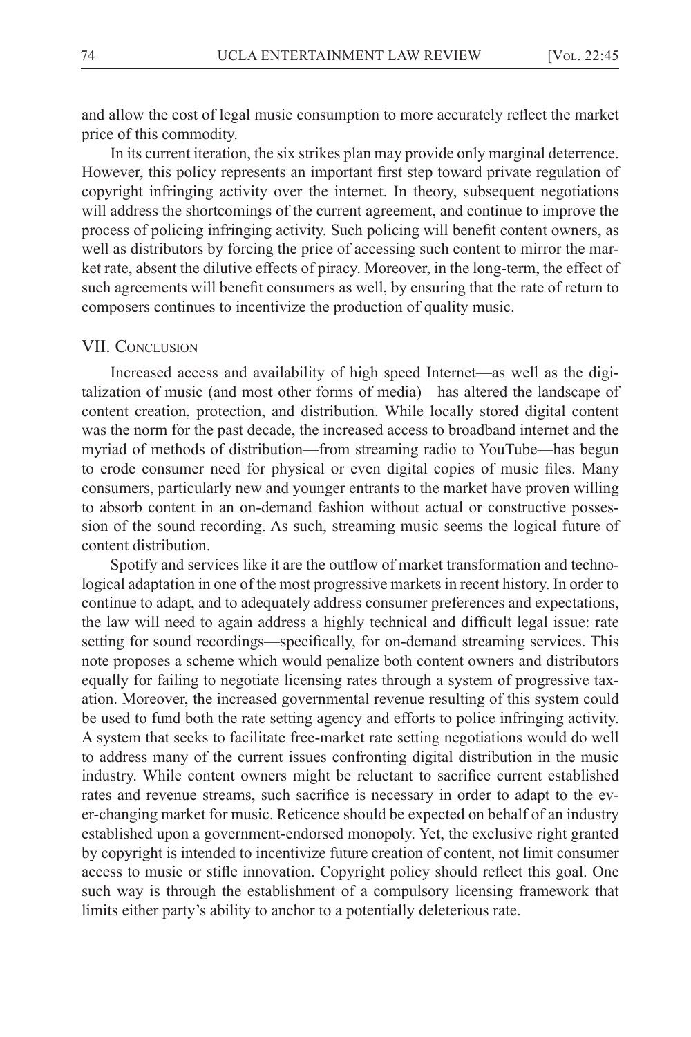and allow the cost of legal music consumption to more accurately reflect the market price of this commodity.

In its current iteration, the six strikes plan may provide only marginal deterrence. However, this policy represents an important first step toward private regulation of copyright infringing activity over the internet. In theory, subsequent negotiations will address the shortcomings of the current agreement, and continue to improve the process of policing infringing activity. Such policing will benefit content owners, as well as distributors by forcing the price of accessing such content to mirror the market rate, absent the dilutive effects of piracy. Moreover, in the long-term, the effect of such agreements will benefit consumers as well, by ensuring that the rate of return to composers continues to incentivize the production of quality music.

## VII. Conclusion

Increased access and availability of high speed Internet—as well as the digitalization of music (and most other forms of media)—has altered the landscape of content creation, protection, and distribution. While locally stored digital content was the norm for the past decade, the increased access to broadband internet and the myriad of methods of distribution—from streaming radio to YouTube—has begun to erode consumer need for physical or even digital copies of music files. Many consumers, particularly new and younger entrants to the market have proven willing to absorb content in an on-demand fashion without actual or constructive possession of the sound recording. As such, streaming music seems the logical future of content distribution.

Spotify and services like it are the outflow of market transformation and technological adaptation in one of the most progressive markets in recent history. In order to continue to adapt, and to adequately address consumer preferences and expectations, the law will need to again address a highly technical and difficult legal issue: rate setting for sound recordings—specifically, for on-demand streaming services. This note proposes a scheme which would penalize both content owners and distributors equally for failing to negotiate licensing rates through a system of progressive taxation. Moreover, the increased governmental revenue resulting of this system could be used to fund both the rate setting agency and efforts to police infringing activity. A system that seeks to facilitate free-market rate setting negotiations would do well to address many of the current issues confronting digital distribution in the music industry. While content owners might be reluctant to sacrifice current established rates and revenue streams, such sacrifice is necessary in order to adapt to the ever-changing market for music. Reticence should be expected on behalf of an industry established upon a government-endorsed monopoly. Yet, the exclusive right granted by copyright is intended to incentivize future creation of content, not limit consumer access to music or stifle innovation. Copyright policy should reflect this goal. One such way is through the establishment of a compulsory licensing framework that limits either party's ability to anchor to a potentially deleterious rate.